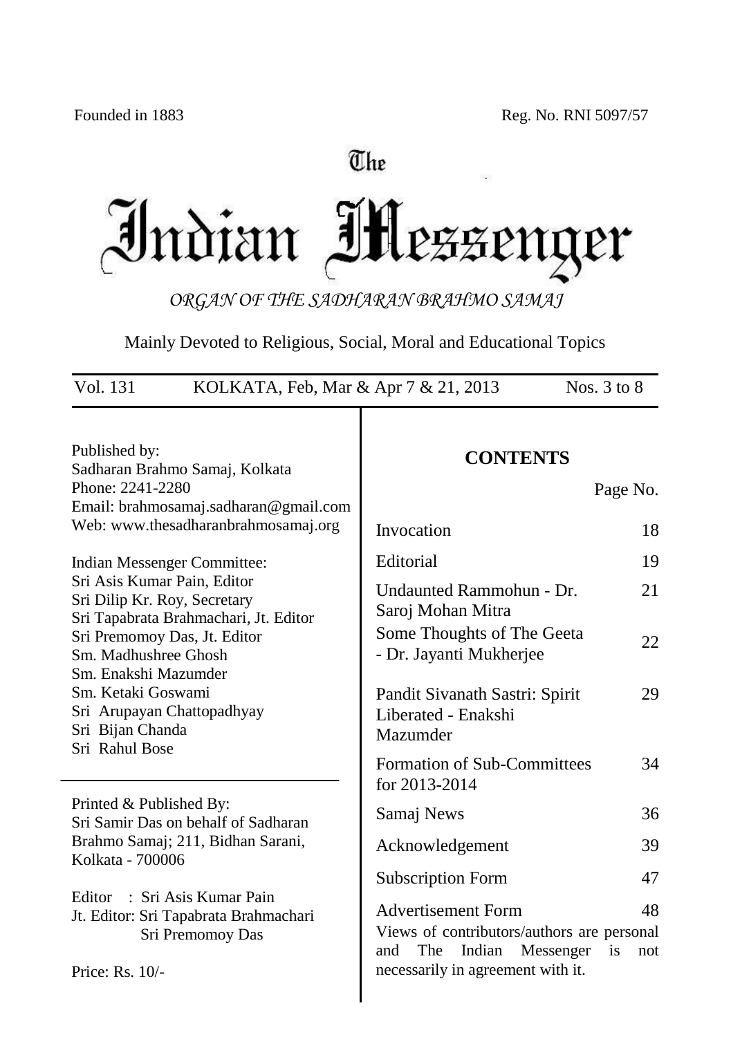Founded in 1883 | Reg. No. RNI 5097/57

# The Indian Messenger

*ORGAN OF THE SADHARAN BRAHMO SAMAJ*

Mainly Devoted to Religious, Social, Moral and Educational Topics

Vol. 131 | KOLKATA, Feb, Mar & Apr 7 & 21, 2013 | Nos. 3 to 8

Published by:
Sadharan Brahmo Samaj, Kolkata
Phone: 2241-2280
Email: brahmosamaj.sadharan@gmail.com
Web: www.thesadharanbrahmosamaj.org

Indian Messenger Committee:
Sri Asis Kumar Pain, Editor
Sri Dilip Kr. Roy, Secretary
Sri Tapabrata Brahmachari, Jt. Editor
Sri Premomoy Das, Jt. Editor
Sm. Madhushree Ghosh
Sm. Enakshi Mazumder
Sm. Ketaki Goswami
Sri Arupayan Chattopadhyay
Sri Bijan Chanda
Sri Rahul Bose

Printed & Published By:
Sri Samir Das on behalf of Sadharan Brahmo Samaj; 211, Bidhan Sarani, Kolkata - 700006

Editor : Sri Asis Kumar Pain
Jt. Editor: Sri Tapabrata Brahmachari
Sri Premomoy Das

Price: Rs. 10/-

## CONTENTS

| | Page No. |
|---|---|
| Invocation | 18 |
| Editorial | 19 |
| Undaunted Rammohun - Dr. Saroj Mohan Mitra | 21 |
| Some Thoughts of The Geeta - Dr. Jayanti Mukherjee | 22 |
| Pandit Sivanath Sastri: Spirit Liberated - Enakshi Mazumder | 29 |
| Formation of Sub-Committees for 2013-2014 | 34 |
| Samaj News | 36 |
| Acknowledgement | 39 |
| Subscription Form | 47 |
| Advertisement Form | 48 |

Views of contributors/authors are personal and The Indian Messenger is not necessarily in agreement with it.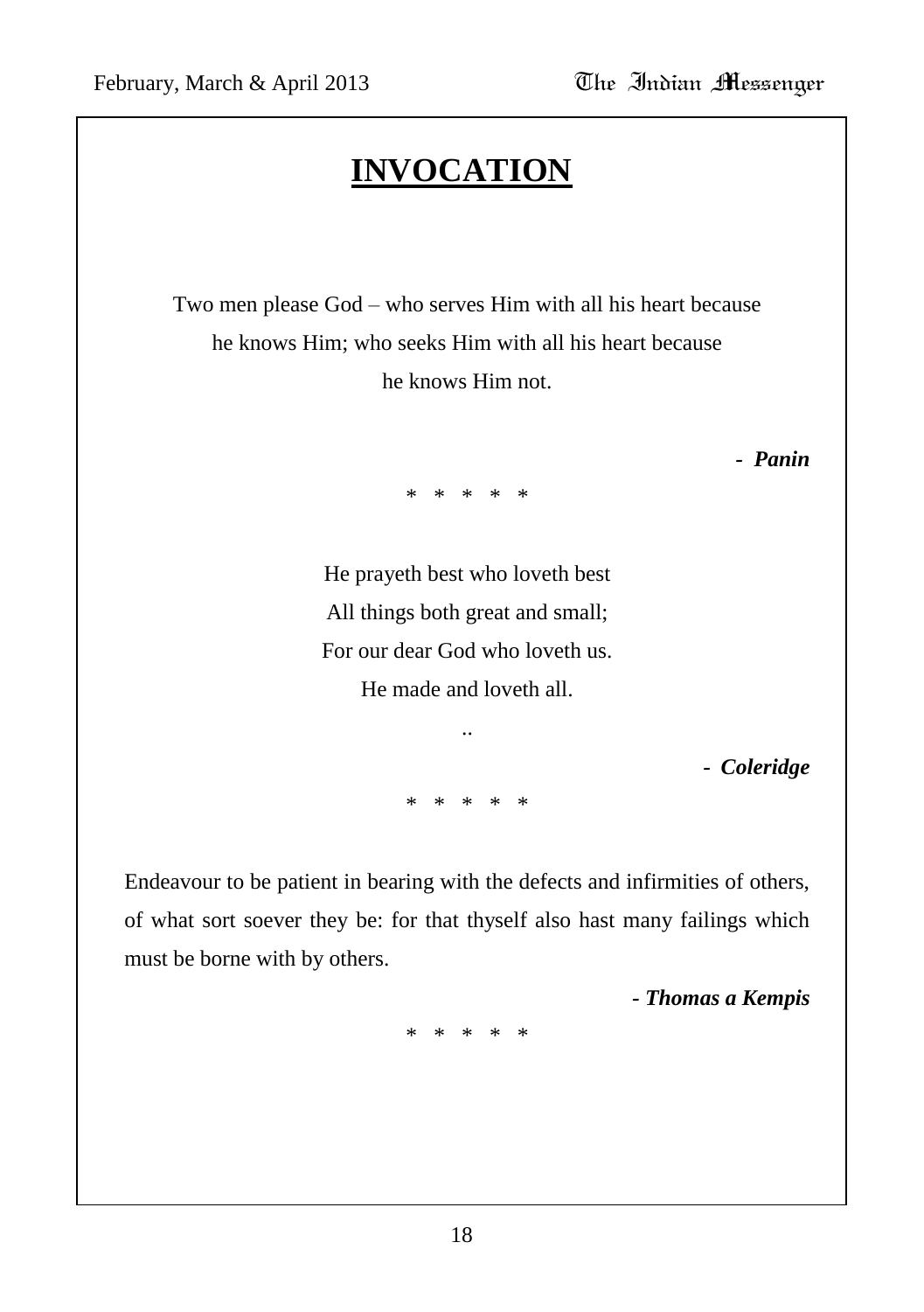# INVOCATION

Two men please God – who serves Him with all his heart because
he knows Him; who seeks Him with all his heart because
he knows Him not.

***- Panin***

\* \* \* \* \*

He prayeth best who loveth best
All things both great and small;
For our dear God who loveth us.
He made and loveth all.

..

***- Coleridge***

\* \* \* \* \*

Endeavour to be patient in bearing with the defects and infirmities of others, of what sort soever they be: for that thyself also hast many failings which must be borne with by others.

***- Thomas a Kempis***

\* \* \* \* \*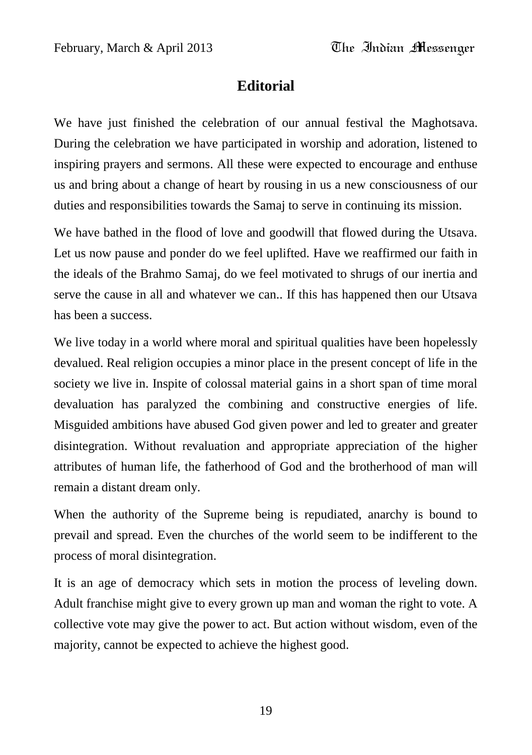## Editorial

We have just finished the celebration of our annual festival the Maghotsava. During the celebration we have participated in worship and adoration, listened to inspiring prayers and sermons. All these were expected to encourage and enthuse us and bring about a change of heart by rousing in us a new consciousness of our duties and responsibilities towards the Samaj to serve in continuing its mission.

We have bathed in the flood of love and goodwill that flowed during the Utsava. Let us now pause and ponder do we feel uplifted. Have we reaffirmed our faith in the ideals of the Brahmo Samaj, do we feel motivated to shrugs of our inertia and serve the cause in all and whatever we can.. If this has happened then our Utsava has been a success.

We live today in a world where moral and spiritual qualities have been hopelessly devalued. Real religion occupies a minor place in the present concept of life in the society we live in. Inspite of colossal material gains in a short span of time moral devaluation has paralyzed the combining and constructive energies of life. Misguided ambitions have abused God given power and led to greater and greater disintegration. Without revaluation and appropriate appreciation of the higher attributes of human life, the fatherhood of God and the brotherhood of man will remain a distant dream only.

When the authority of the Supreme being is repudiated, anarchy is bound to prevail and spread. Even the churches of the world seem to be indifferent to the process of moral disintegration.

It is an age of democracy which sets in motion the process of leveling down. Adult franchise might give to every grown up man and woman the right to vote. A collective vote may give the power to act. But action without wisdom, even of the majority, cannot be expected to achieve the highest good.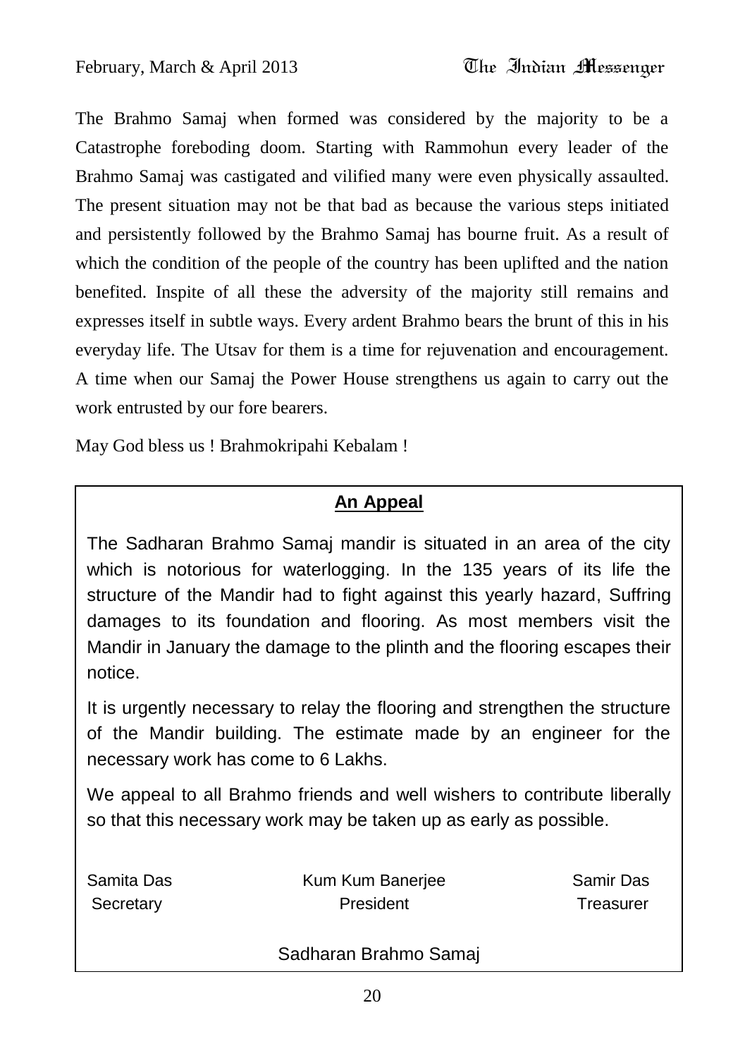The Brahmo Samaj when formed was considered by the majority to be a Catastrophe foreboding doom. Starting with Rammohun every leader of the Brahmo Samaj was castigated and vilified many were even physically assaulted. The present situation may not be that bad as because the various steps initiated and persistently followed by the Brahmo Samaj has bourne fruit. As a result of which the condition of the people of the country has been uplifted and the nation benefited. Inspite of all these the adversity of the majority still remains and expresses itself in subtle ways. Every ardent Brahmo bears the brunt of this in his everyday life. The Utsav for them is a time for rejuvenation and encouragement. A time when our Samaj the Power House strengthens us again to carry out the work entrusted by our fore bearers.

May God bless us ! Brahmokripahi Kebalam !

## An Appeal

The Sadharan Brahmo Samaj mandir is situated in an area of the city which is notorious for waterlogging. In the 135 years of its life the structure of the Mandir had to fight against this yearly hazard, Suffring damages to its foundation and flooring. As most members visit the Mandir in January the damage to the plinth and the flooring escapes their notice.

It is urgently necessary to relay the flooring and strengthen the structure of the Mandir building. The estimate made by an engineer for the necessary work has come to 6 Lakhs.

We appeal to all Brahmo friends and well wishers to contribute liberally so that this necessary work may be taken up as early as possible.

| Samita Das | Kum Kum Banerjee | Samir Das |
|---|---|---|
| Secretary | President | Treasurer |

Sadharan Brahmo Samaj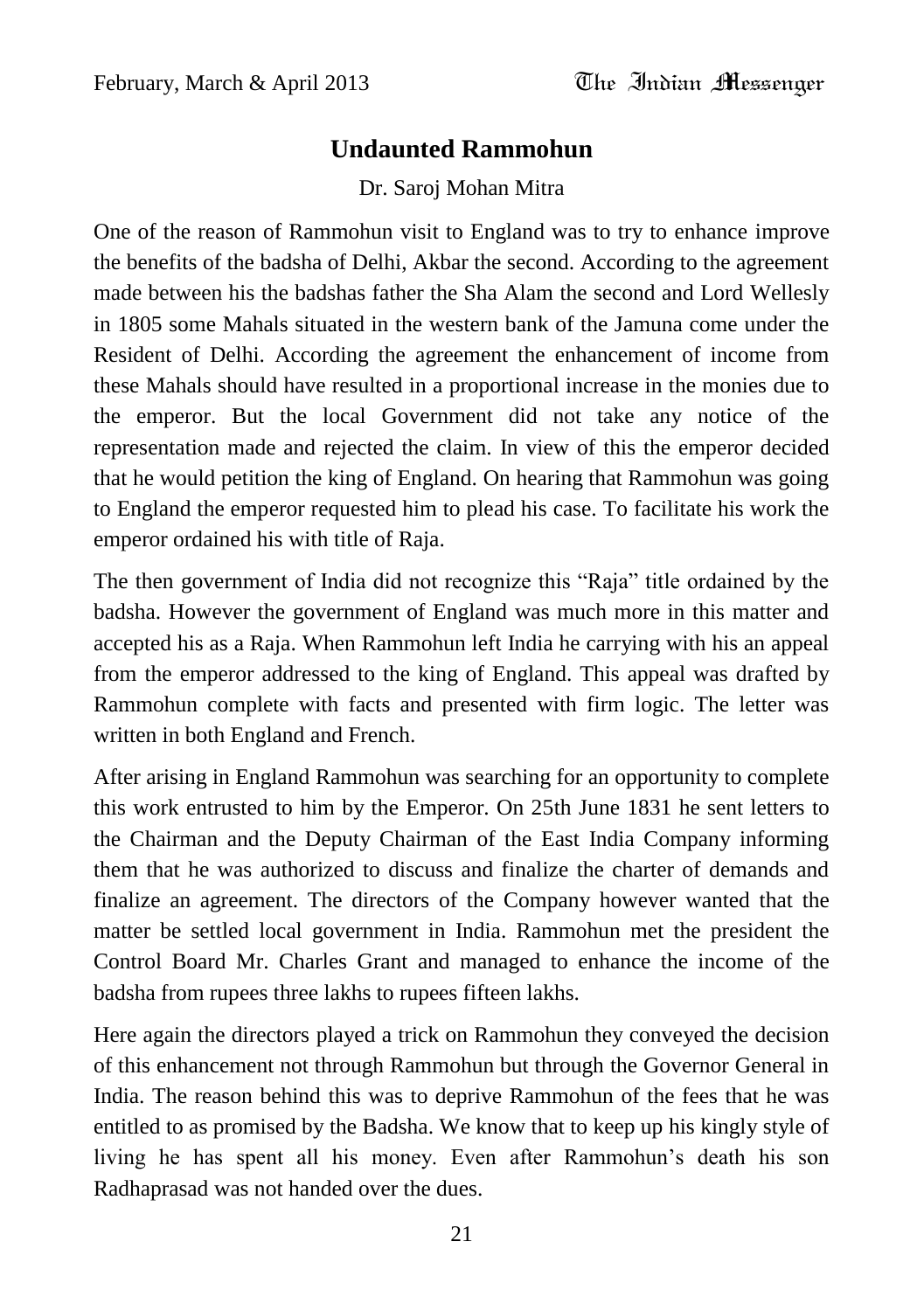## Undaunted Rammohun

Dr. Saroj Mohan Mitra

One of the reason of Rammohun visit to England was to try to enhance improve the benefits of the badsha of Delhi, Akbar the second. According to the agreement made between his the badshas father the Sha Alam the second and Lord Wellesly in 1805 some Mahals situated in the western bank of the Jamuna come under the Resident of Delhi. According the agreement the enhancement of income from these Mahals should have resulted in a proportional increase in the monies due to the emperor. But the local Government did not take any notice of the representation made and rejected the claim. In view of this the emperor decided that he would petition the king of England. On hearing that Rammohun was going to England the emperor requested him to plead his case. To facilitate his work the emperor ordained his with title of Raja.

The then government of India did not recognize this "Raja" title ordained by the badsha. However the government of England was much more in this matter and accepted his as a Raja. When Rammohun left India he carrying with his an appeal from the emperor addressed to the king of England. This appeal was drafted by Rammohun complete with facts and presented with firm logic. The letter was written in both England and French.

After arising in England Rammohun was searching for an opportunity to complete this work entrusted to him by the Emperor. On 25th June 1831 he sent letters to the Chairman and the Deputy Chairman of the East India Company informing them that he was authorized to discuss and finalize the charter of demands and finalize an agreement. The directors of the Company however wanted that the matter be settled local government in India. Rammohun met the president the Control Board Mr. Charles Grant and managed to enhance the income of the badsha from rupees three lakhs to rupees fifteen lakhs.

Here again the directors played a trick on Rammohun they conveyed the decision of this enhancement not through Rammohun but through the Governor General in India. The reason behind this was to deprive Rammohun of the fees that he was entitled to as promised by the Badsha. We know that to keep up his kingly style of living he has spent all his money. Even after Rammohun's death his son Radhaprasad was not handed over the dues.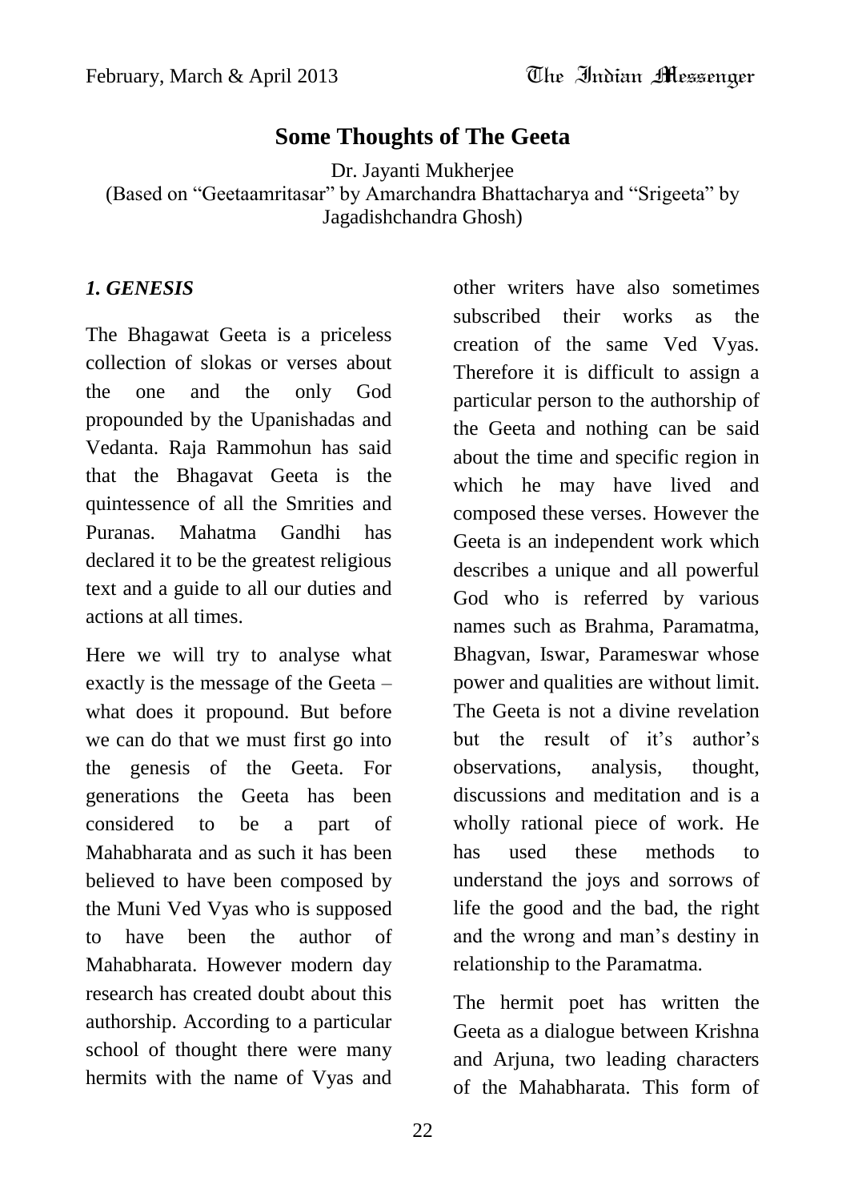# Some Thoughts of The Geeta

Dr. Jayanti Mukherjee

(Based on "Geetaamritasar" by Amarchandra Bhattacharya and "Srigeeta" by Jagadishchandra Ghosh)

### *1. GENESIS*

The Bhagawat Geeta is a priceless collection of slokas or verses about the one and the only God propounded by the Upanishadas and Vedanta. Raja Rammohun has said that the Bhagavat Geeta is the quintessence of all the Smrities and Puranas. Mahatma Gandhi has declared it to be the greatest religious text and a guide to all our duties and actions at all times.

Here we will try to analyse what exactly is the message of the Geeta – what does it propound. But before we can do that we must first go into the genesis of the Geeta. For generations the Geeta has been considered to be a part of Mahabharata and as such it has been believed to have been composed by the Muni Ved Vyas who is supposed to have been the author of Mahabharata. However modern day research has created doubt about this authorship. According to a particular school of thought there were many hermits with the name of Vyas and other writers have also sometimes subscribed their works as the creation of the same Ved Vyas. Therefore it is difficult to assign a particular person to the authorship of the Geeta and nothing can be said about the time and specific region in which he may have lived and composed these verses. However the Geeta is an independent work which describes a unique and all powerful God who is referred by various names such as Brahma, Paramatma, Bhagvan, Iswar, Parameswar whose power and qualities are without limit. The Geeta is not a divine revelation but the result of it's author's observations, analysis, thought, discussions and meditation and is a wholly rational piece of work. He has used these methods to understand the joys and sorrows of life the good and the bad, the right and the wrong and man's destiny in relationship to the Paramatma.

The hermit poet has written the Geeta as a dialogue between Krishna and Arjuna, two leading characters of the Mahabharata. This form of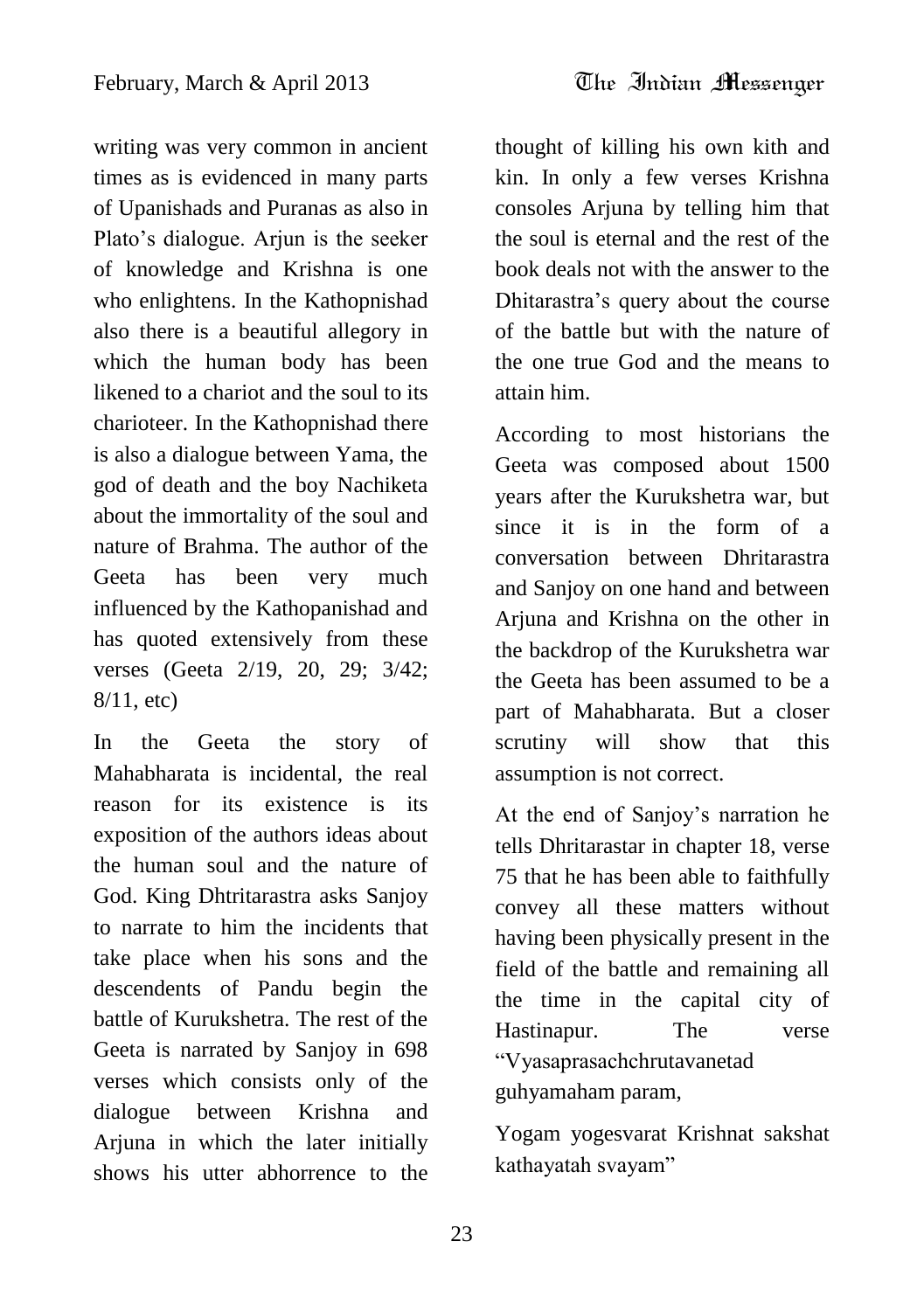writing was very common in ancient times as is evidenced in many parts of Upanishads and Puranas as also in Plato's dialogue. Arjun is the seeker of knowledge and Krishna is one who enlightens. In the Kathopnishad also there is a beautiful allegory in which the human body has been likened to a chariot and the soul to its charioteer. In the Kathopnishad there is also a dialogue between Yama, the god of death and the boy Nachiketa about the immortality of the soul and nature of Brahma. The author of the Geeta has been very much influenced by the Kathopanishad and has quoted extensively from these verses (Geeta 2/19, 20, 29; 3/42; 8/11, etc)

In the Geeta the story of Mahabharata is incidental, the real reason for its existence is its exposition of the authors ideas about the human soul and the nature of God. King Dhtritarastra asks Sanjoy to narrate to him the incidents that take place when his sons and the descendents of Pandu begin the battle of Kurukshetra. The rest of the Geeta is narrated by Sanjoy in 698 verses which consists only of the dialogue between Krishna and Arjuna in which the later initially shows his utter abhorrence to the thought of killing his own kith and kin. In only a few verses Krishna consoles Arjuna by telling him that the soul is eternal and the rest of the book deals not with the answer to the Dhitarastra's query about the course of the battle but with the nature of the one true God and the means to attain him.

According to most historians the Geeta was composed about 1500 years after the Kurukshetra war, but since it is in the form of a conversation between Dhritarastra and Sanjoy on one hand and between Arjuna and Krishna on the other in the backdrop of the Kurukshetra war the Geeta has been assumed to be a part of Mahabharata. But a closer scrutiny will show that this assumption is not correct.

At the end of Sanjoy's narration he tells Dhritarastar in chapter 18, verse 75 that he has been able to faithfully convey all these matters without having been physically present in the field of the battle and remaining all the time in the capital city of Hastinapur. The verse "Vyasaprasachchrutavanetad guhyamaham param,

Yogam yogesvarat Krishnat sakshat kathayatah svayam"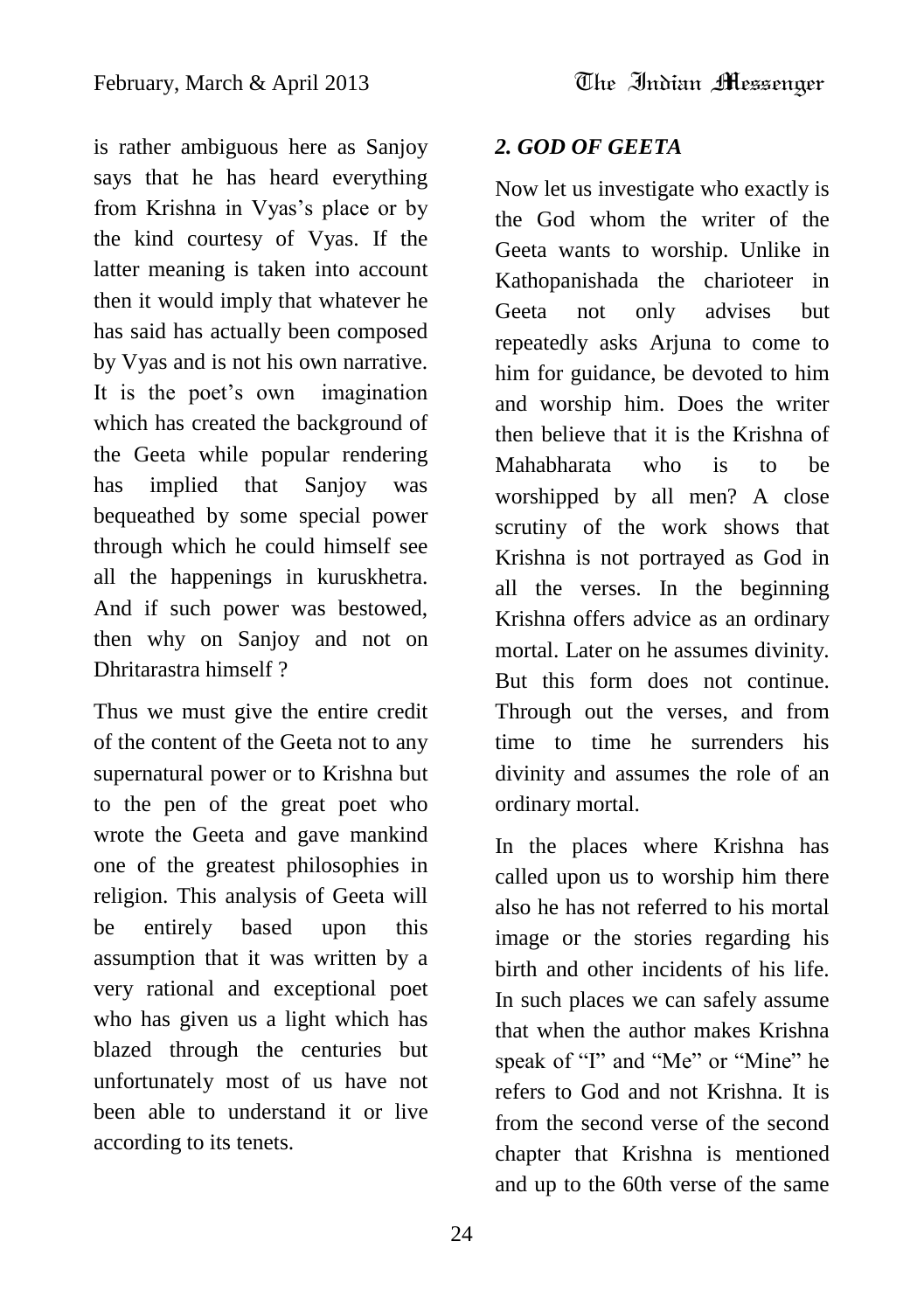is rather ambiguous here as Sanjoy says that he has heard everything from Krishna in Vyas's place or by the kind courtesy of Vyas. If the latter meaning is taken into account then it would imply that whatever he has said has actually been composed by Vyas and is not his own narrative. It is the poet's own imagination which has created the background of the Geeta while popular rendering has implied that Sanjoy was bequeathed by some special power through which he could himself see all the happenings in kuruskhetra. And if such power was bestowed, then why on Sanjoy and not on Dhritarastra himself ?

Thus we must give the entire credit of the content of the Geeta not to any supernatural power or to Krishna but to the pen of the great poet who wrote the Geeta and gave mankind one of the greatest philosophies in religion. This analysis of Geeta will be entirely based upon this assumption that it was written by a very rational and exceptional poet who has given us a light which has blazed through the centuries but unfortunately most of us have not been able to understand it or live according to its tenets.

### *2. GOD OF GEETA*

Now let us investigate who exactly is the God whom the writer of the Geeta wants to worship. Unlike in Kathopanishada the charioteer in Geeta not only advises but repeatedly asks Arjuna to come to him for guidance, be devoted to him and worship him. Does the writer then believe that it is the Krishna of Mahabharata who is to be worshipped by all men? A close scrutiny of the work shows that Krishna is not portrayed as God in all the verses. In the beginning Krishna offers advice as an ordinary mortal. Later on he assumes divinity. But this form does not continue. Through out the verses, and from time to time he surrenders his divinity and assumes the role of an ordinary mortal.

In the places where Krishna has called upon us to worship him there also he has not referred to his mortal image or the stories regarding his birth and other incidents of his life. In such places we can safely assume that when the author makes Krishna speak of "I" and "Me" or "Mine" he refers to God and not Krishna. It is from the second verse of the second chapter that Krishna is mentioned and up to the 60th verse of the same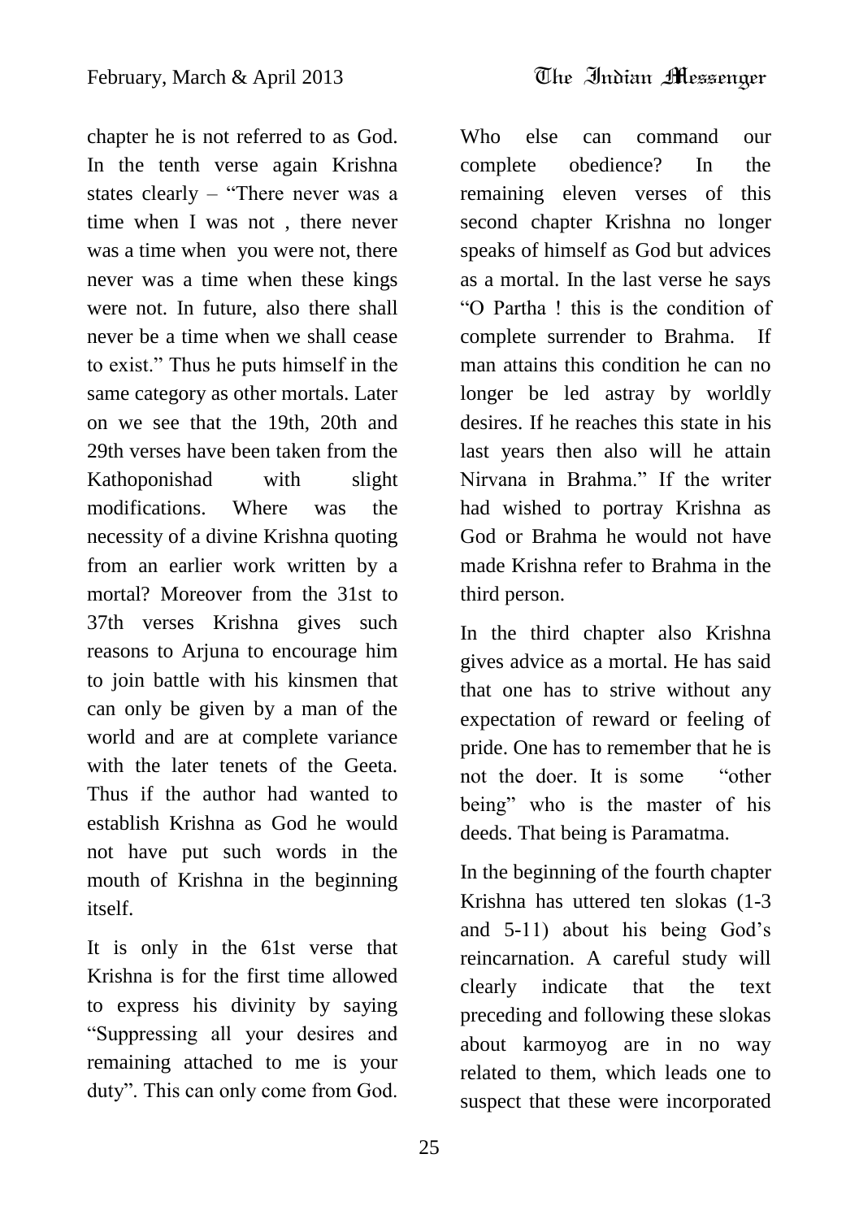chapter he is not referred to as God. In the tenth verse again Krishna states clearly – "There never was a time when I was not , there never was a time when you were not, there never was a time when these kings were not. In future, also there shall never be a time when we shall cease to exist." Thus he puts himself in the same category as other mortals. Later on we see that the 19th, 20th and 29th verses have been taken from the Kathoponishad with slight modifications. Where was the necessity of a divine Krishna quoting from an earlier work written by a mortal? Moreover from the 31st to 37th verses Krishna gives such reasons to Arjuna to encourage him to join battle with his kinsmen that can only be given by a man of the world and are at complete variance with the later tenets of the Geeta. Thus if the author had wanted to establish Krishna as God he would not have put such words in the mouth of Krishna in the beginning itself.

It is only in the 61st verse that Krishna is for the first time allowed to express his divinity by saying "Suppressing all your desires and remaining attached to me is your duty". This can only come from God. Who else can command our complete obedience? In the remaining eleven verses of this second chapter Krishna no longer speaks of himself as God but advices as a mortal. In the last verse he says "O Partha ! this is the condition of complete surrender to Brahma. If man attains this condition he can no longer be led astray by worldly desires. If he reaches this state in his last years then also will he attain Nirvana in Brahma." If the writer had wished to portray Krishna as God or Brahma he would not have made Krishna refer to Brahma in the third person.

In the third chapter also Krishna gives advice as a mortal. He has said that one has to strive without any expectation of reward or feeling of pride. One has to remember that he is not the doer. It is some "other being" who is the master of his deeds. That being is Paramatma.

In the beginning of the fourth chapter Krishna has uttered ten slokas (1-3 and 5-11) about his being God's reincarnation. A careful study will clearly indicate that the text preceding and following these slokas about karmoyog are in no way related to them, which leads one to suspect that these were incorporated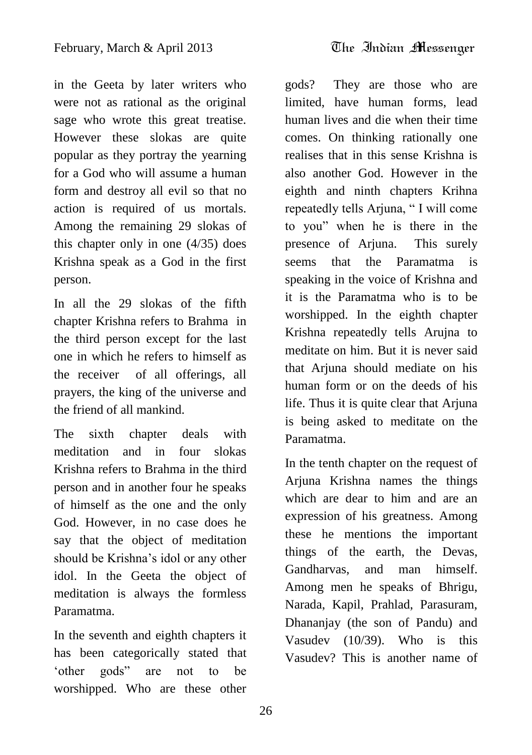in the Geeta by later writers who were not as rational as the original sage who wrote this great treatise. However these slokas are quite popular as they portray the yearning for a God who will assume a human form and destroy all evil so that no action is required of us mortals. Among the remaining 29 slokas of this chapter only in one (4/35) does Krishna speak as a God in the first person.

In all the 29 slokas of the fifth chapter Krishna refers to Brahma in the third person except for the last one in which he refers to himself as the receiver of all offerings, all prayers, the king of the universe and the friend of all mankind.

The sixth chapter deals with meditation and in four slokas Krishna refers to Brahma in the third person and in another four he speaks of himself as the one and the only God. However, in no case does he say that the object of meditation should be Krishna's idol or any other idol. In the Geeta the object of meditation is always the formless Paramatma.

In the seventh and eighth chapters it has been categorically stated that 'other gods" are not to be worshipped. Who are these other gods? They are those who are limited, have human forms, lead human lives and die when their time comes. On thinking rationally one realises that in this sense Krishna is also another God. However in the eighth and ninth chapters Krihna repeatedly tells Arjuna, " I will come to you" when he is there in the presence of Arjuna. This surely seems that the Paramatma is speaking in the voice of Krishna and it is the Paramatma who is to be worshipped. In the eighth chapter Krishna repeatedly tells Arujna to meditate on him. But it is never said that Arjuna should mediate on his human form or on the deeds of his life. Thus it is quite clear that Arjuna is being asked to meditate on the Paramatma.

In the tenth chapter on the request of Arjuna Krishna names the things which are dear to him and are an expression of his greatness. Among these he mentions the important things of the earth, the Devas, Gandharvas, and man himself. Among men he speaks of Bhrigu, Narada, Kapil, Prahlad, Parasuram, Dhananjay (the son of Pandu) and Vasudev (10/39). Who is this Vasudev? This is another name of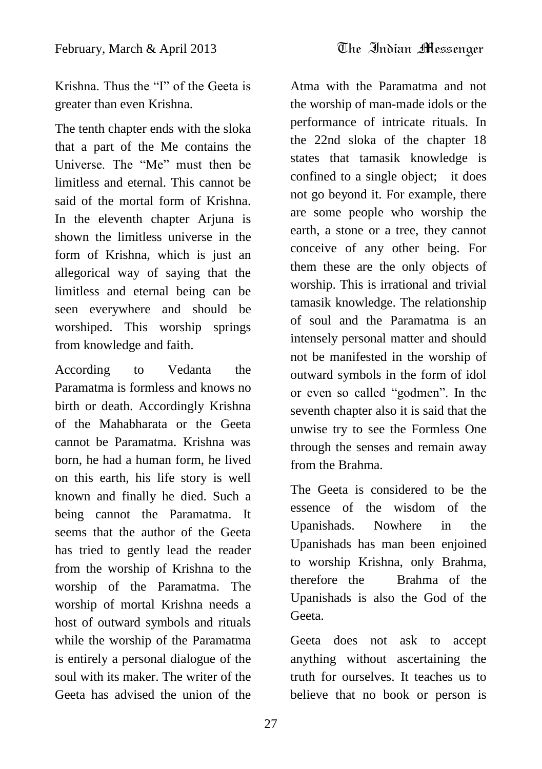Krishna. Thus the "I" of the Geeta is greater than even Krishna.

The tenth chapter ends with the sloka that a part of the Me contains the Universe. The "Me" must then be limitless and eternal. This cannot be said of the mortal form of Krishna. In the eleventh chapter Arjuna is shown the limitless universe in the form of Krishna, which is just an allegorical way of saying that the limitless and eternal being can be seen everywhere and should be worshiped. This worship springs from knowledge and faith.

According to Vedanta the Paramatma is formless and knows no birth or death. Accordingly Krishna of the Mahabharata or the Geeta cannot be Paramatma. Krishna was born, he had a human form, he lived on this earth, his life story is well known and finally he died. Such a being cannot the Paramatma. It seems that the author of the Geeta has tried to gently lead the reader from the worship of Krishna to the worship of the Paramatma. The worship of mortal Krishna needs a host of outward symbols and rituals while the worship of the Paramatma is entirely a personal dialogue of the soul with its maker. The writer of the Geeta has advised the union of the Atma with the Paramatma and not the worship of man-made idols or the performance of intricate rituals. In the 22nd sloka of the chapter 18 states that tamasik knowledge is confined to a single object; it does not go beyond it. For example, there are some people who worship the earth, a stone or a tree, they cannot conceive of any other being. For them these are the only objects of worship. This is irrational and trivial tamasik knowledge. The relationship of soul and the Paramatma is an intensely personal matter and should not be manifested in the worship of outward symbols in the form of idol or even so called "godmen". In the seventh chapter also it is said that the unwise try to see the Formless One through the senses and remain away from the Brahma.

The Geeta is considered to be the essence of the wisdom of the Upanishads. Nowhere in the Upanishads has man been enjoined to worship Krishna, only Brahma, therefore the Brahma of the Upanishads is also the God of the Geeta.

Geeta does not ask to accept anything without ascertaining the truth for ourselves. It teaches us to believe that no book or person is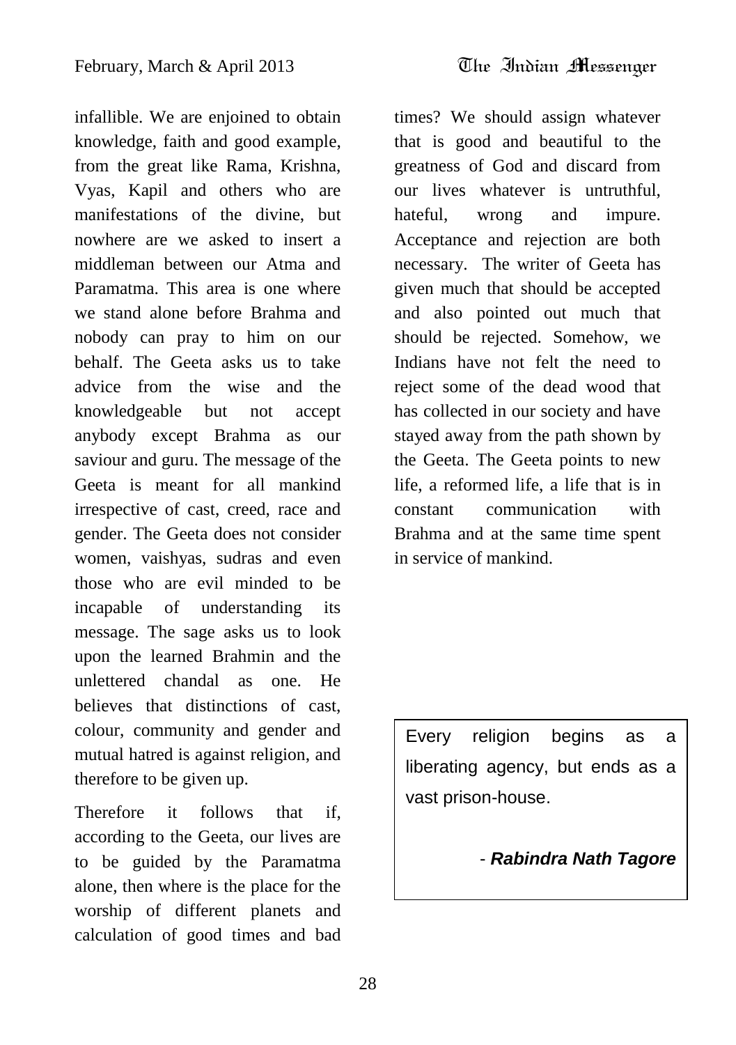infallible. We are enjoined to obtain knowledge, faith and good example, from the great like Rama, Krishna, Vyas, Kapil and others who are manifestations of the divine, but nowhere are we asked to insert a middleman between our Atma and Paramatma. This area is one where we stand alone before Brahma and nobody can pray to him on our behalf. The Geeta asks us to take advice from the wise and the knowledgeable but not accept anybody except Brahma as our saviour and guru. The message of the Geeta is meant for all mankind irrespective of cast, creed, race and gender. The Geeta does not consider women, vaishyas, sudras and even those who are evil minded to be incapable of understanding its message. The sage asks us to look upon the learned Brahmin and the unlettered chandal as one. He believes that distinctions of cast, colour, community and gender and mutual hatred is against religion, and therefore to be given up.

Therefore it follows that if, according to the Geeta, our lives are to be guided by the Paramatma alone, then where is the place for the worship of different planets and calculation of good times and bad times? We should assign whatever that is good and beautiful to the greatness of God and discard from our lives whatever is untruthful, hateful, wrong and impure. Acceptance and rejection are both necessary. The writer of Geeta has given much that should be accepted and also pointed out much that should be rejected. Somehow, we Indians have not felt the need to reject some of the dead wood that has collected in our society and have stayed away from the path shown by the Geeta. The Geeta points to new life, a reformed life, a life that is in constant communication with Brahma and at the same time spent in service of mankind.

> Every religion begins as a liberating agency, but ends as a vast prison-house.
>
> - ***Rabindra Nath Tagore***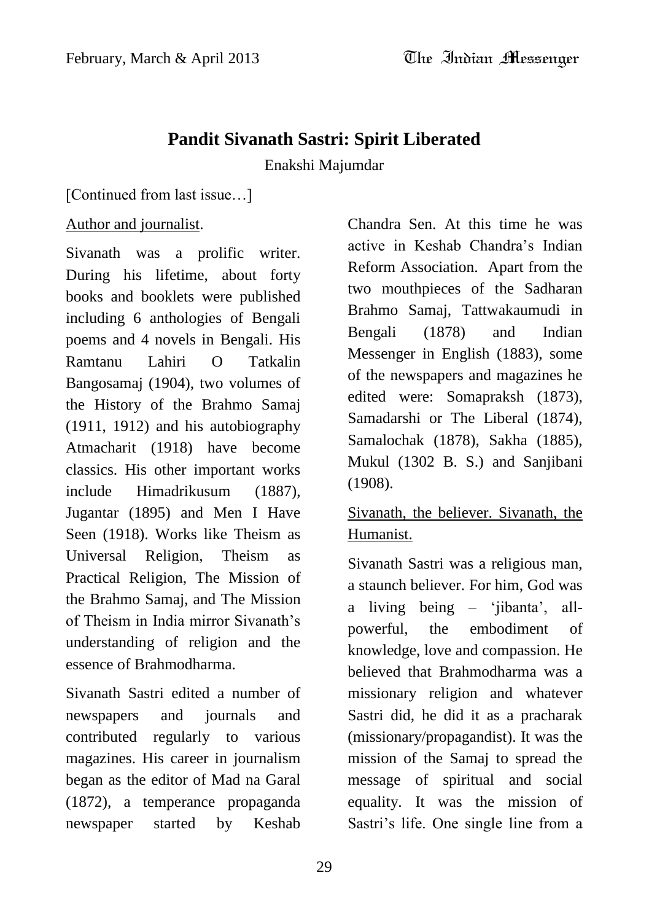## Pandit Sivanath Sastri: Spirit Liberated

Enakshi Majumdar

[Continued from last issue…]

Author and journalist.

Sivanath was a prolific writer. During his lifetime, about forty books and booklets were published including 6 anthologies of Bengali poems and 4 novels in Bengali. His Ramtanu Lahiri O Tatkalin Bangosamaj (1904), two volumes of the History of the Brahmo Samaj (1911, 1912) and his autobiography Atmacharit (1918) have become classics. His other important works include Himadrikusum (1887), Jugantar (1895) and Men I Have Seen (1918). Works like Theism as Universal Religion, Theism as Practical Religion, The Mission of the Brahmo Samaj, and The Mission of Theism in India mirror Sivanath's understanding of religion and the essence of Brahmodharma.

Sivanath Sastri edited a number of newspapers and journals and contributed regularly to various magazines. His career in journalism began as the editor of Mad na Garal (1872), a temperance propaganda newspaper started by Keshab Chandra Sen. At this time he was active in Keshab Chandra's Indian Reform Association. Apart from the two mouthpieces of the Sadharan Brahmo Samaj, Tattwakaumudi in Bengali (1878) and Indian Messenger in English (1883), some of the newspapers and magazines he edited were: Somapraksh (1873), Samadarshi or The Liberal (1874), Samalochak (1878), Sakha (1885), Mukul (1302 B. S.) and Sanjibani (1908).

Sivanath, the believer. Sivanath, the Humanist.

Sivanath Sastri was a religious man, a staunch believer. For him, God was a living being – 'jibanta', all-powerful, the embodiment of knowledge, love and compassion. He believed that Brahmodharma was a missionary religion and whatever Sastri did, he did it as a pracharak (missionary/propagandist). It was the mission of the Samaj to spread the message of spiritual and social equality. It was the mission of Sastri's life. One single line from a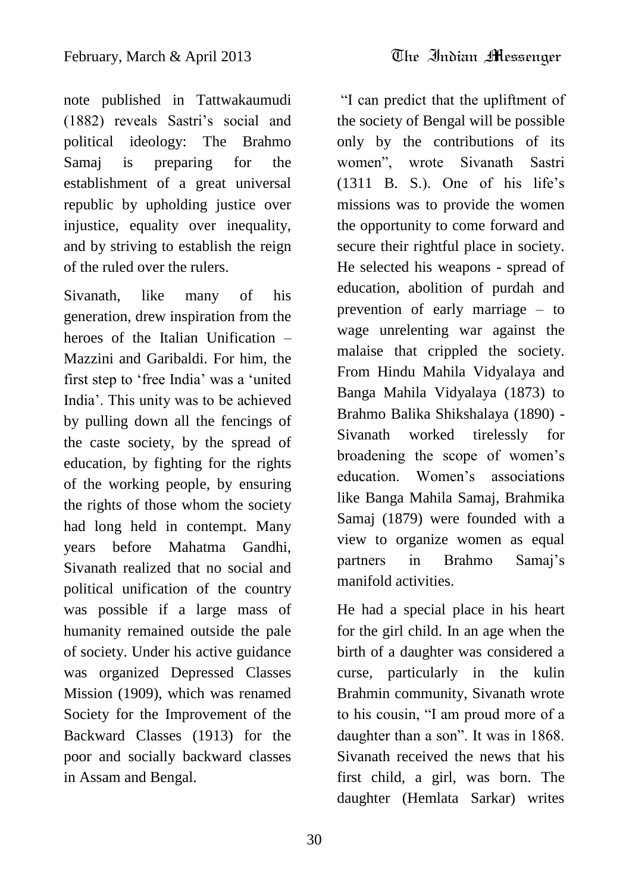note published in Tattwakaumudi (1882) reveals Sastri's social and political ideology: The Brahmo Samaj is preparing for the establishment of a great universal republic by upholding justice over injustice, equality over inequality, and by striving to establish the reign of the ruled over the rulers.

Sivanath, like many of his generation, drew inspiration from the heroes of the Italian Unification – Mazzini and Garibaldi. For him, the first step to 'free India' was a 'united India'. This unity was to be achieved by pulling down all the fencings of the caste society, by the spread of education, by fighting for the rights of the working people, by ensuring the rights of those whom the society had long held in contempt. Many years before Mahatma Gandhi, Sivanath realized that no social and political unification of the country was possible if a large mass of humanity remained outside the pale of society. Under his active guidance was organized Depressed Classes Mission (1909), which was renamed Society for the Improvement of the Backward Classes (1913) for the poor and socially backward classes in Assam and Bengal.

"I can predict that the upliftment of the society of Bengal will be possible only by the contributions of its women", wrote Sivanath Sastri (1311 B. S.). One of his life's missions was to provide the women the opportunity to come forward and secure their rightful place in society. He selected his weapons - spread of education, abolition of purdah and prevention of early marriage – to wage unrelenting war against the malaise that crippled the society. From Hindu Mahila Vidyalaya and Banga Mahila Vidyalaya (1873) to Brahmo Balika Shikshalaya (1890) - Sivanath worked tirelessly for broadening the scope of women's education. Women's associations like Banga Mahila Samaj, Brahmika Samaj (1879) were founded with a view to organize women as equal partners in Brahmo Samaj's manifold activities.

He had a special place in his heart for the girl child. In an age when the birth of a daughter was considered a curse, particularly in the kulin Brahmin community, Sivanath wrote to his cousin, "I am proud more of a daughter than a son". It was in 1868. Sivanath received the news that his first child, a girl, was born. The daughter (Hemlata Sarkar) writes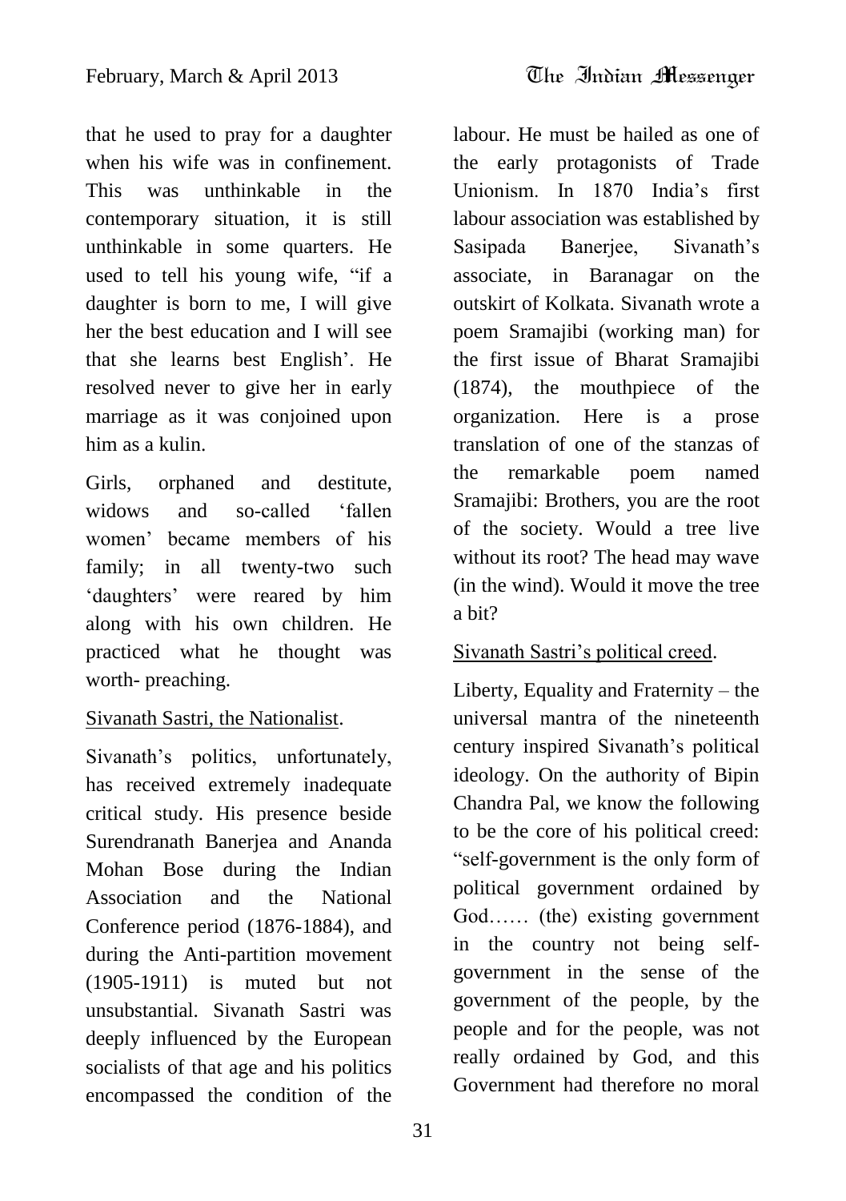that he used to pray for a daughter when his wife was in confinement. This was unthinkable in the contemporary situation, it is still unthinkable in some quarters. He used to tell his young wife, "if a daughter is born to me, I will give her the best education and I will see that she learns best English'. He resolved never to give her in early marriage as it was conjoined upon him as a kulin.

Girls, orphaned and destitute, widows and so-called 'fallen women' became members of his family; in all twenty-two such 'daughters' were reared by him along with his own children. He practiced what he thought was worth- preaching.

Sivanath Sastri, the Nationalist.

Sivanath's politics, unfortunately, has received extremely inadequate critical study. His presence beside Surendranath Banerjea and Ananda Mohan Bose during the Indian Association and the National Conference period (1876-1884), and during the Anti-partition movement (1905-1911) is muted but not unsubstantial. Sivanath Sastri was deeply influenced by the European socialists of that age and his politics encompassed the condition of the labour. He must be hailed as one of the early protagonists of Trade Unionism. In 1870 India's first labour association was established by Sasipada Banerjee, Sivanath's associate, in Baranagar on the outskirt of Kolkata. Sivanath wrote a poem Sramajibi (working man) for the first issue of Bharat Sramajibi (1874), the mouthpiece of the organization. Here is a prose translation of one of the stanzas of the remarkable poem named Sramajibi: Brothers, you are the root of the society. Would a tree live without its root? The head may wave (in the wind). Would it move the tree a bit?

Sivanath Sastri's political creed.

Liberty, Equality and Fraternity – the universal mantra of the nineteenth century inspired Sivanath's political ideology. On the authority of Bipin Chandra Pal, we know the following to be the core of his political creed: "self-government is the only form of political government ordained by God…… (the) existing government in the country not being self-government in the sense of the government of the people, by the people and for the people, was not really ordained by God, and this Government had therefore no moral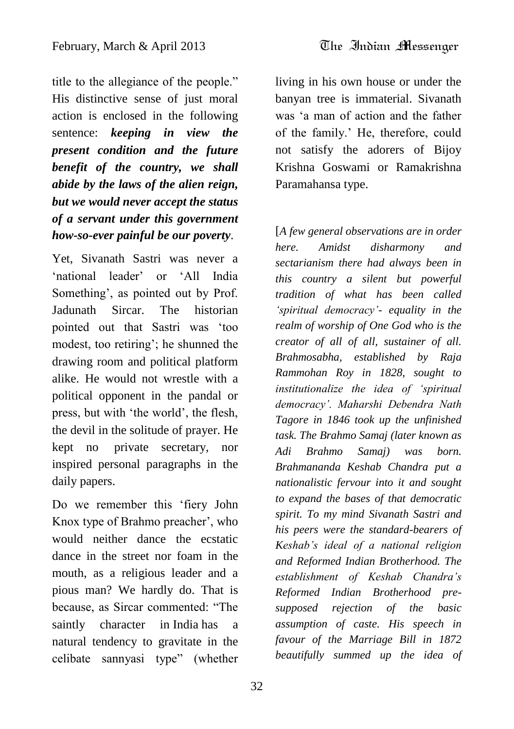title to the allegiance of the people." His distinctive sense of just moral action is enclosed in the following sentence: ***keeping in view the present condition and the future benefit of the country, we shall abide by the laws of the alien reign, but we would never accept the status of a servant under this government how-so-ever painful be our poverty***.

Yet, Sivanath Sastri was never a 'national leader' or 'All India Something', as pointed out by Prof. Jadunath Sircar. The historian pointed out that Sastri was 'too modest, too retiring'; he shunned the drawing room and political platform alike. He would not wrestle with a political opponent in the pandal or press, but with 'the world', the flesh, the devil in the solitude of prayer. He kept no private secretary, nor inspired personal paragraphs in the daily papers.

Do we remember this 'fiery John Knox type of Brahmo preacher', who would neither dance the ecstatic dance in the street nor foam in the mouth, as a religious leader and a pious man? We hardly do. That is because, as Sircar commented: "The saintly character in India has a natural tendency to gravitate in the celibate sannyasi type" (whether living in his own house or under the banyan tree is immaterial. Sivanath was 'a man of action and the father of the family.' He, therefore, could not satisfy the adorers of Bijoy Krishna Goswami or Ramakrishna Paramahansa type.

[*A few general observations are in order here. Amidst disharmony and sectarianism there had always been in this country a silent but powerful tradition of what has been called 'spiritual democracy'- equality in the realm of worship of One God who is the creator of all of all, sustainer of all. Brahmosabha, established by Raja Rammohan Roy in 1828, sought to institutionalize the idea of 'spiritual democracy'. Maharshi Debendra Nath Tagore in 1846 took up the unfinished task. The Brahmo Samaj (later known as Adi Brahmo Samaj) was born. Brahmananda Keshab Chandra put a nationalistic fervour into it and sought to expand the bases of that democratic spirit. To my mind Sivanath Sastri and his peers were the standard-bearers of Keshab's ideal of a national religion and Reformed Indian Brotherhood. The establishment of Keshab Chandra's Reformed Indian Brotherhood pre-supposed rejection of the basic assumption of caste. His speech in favour of the Marriage Bill in 1872 beautifully summed up the idea of*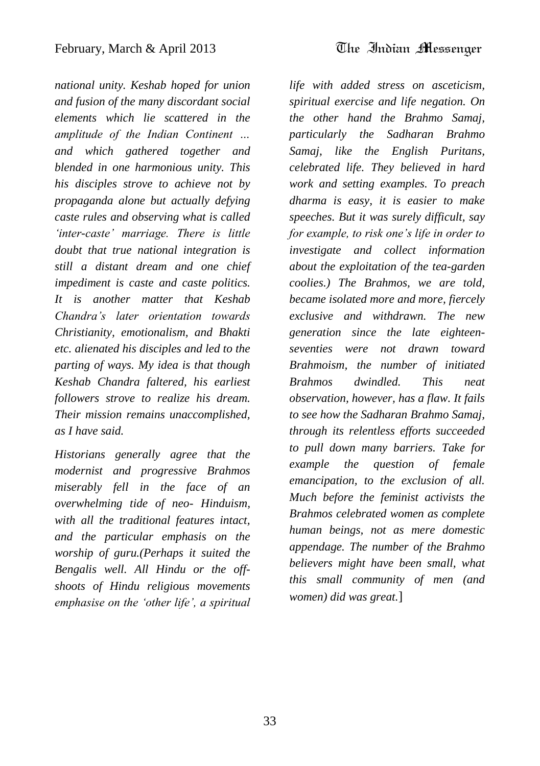*national unity. Keshab hoped for union and fusion of the many discordant social elements which lie scattered in the amplitude of the Indian Continent … and which gathered together and blended in one harmonious unity. This his disciples strove to achieve not by propaganda alone but actually defying caste rules and observing what is called 'inter-caste' marriage. There is little doubt that true national integration is still a distant dream and one chief impediment is caste and caste politics. It is another matter that Keshab Chandra's later orientation towards Christianity, emotionalism, and Bhakti etc. alienated his disciples and led to the parting of ways. My idea is that though Keshab Chandra faltered, his earliest followers strove to realize his dream. Their mission remains unaccomplished, as I have said.*

*Historians generally agree that the modernist and progressive Brahmos miserably fell in the face of an overwhelming tide of neo- Hinduism, with all the traditional features intact, and the particular emphasis on the worship of guru.(Perhaps it suited the Bengalis well. All Hindu or the off-shoots of Hindu religious movements emphasise on the 'other life', a spiritual life with added stress on asceticism, spiritual exercise and life negation. On the other hand the Brahmo Samaj, particularly the Sadharan Brahmo Samaj, like the English Puritans, celebrated life. They believed in hard work and setting examples. To preach dharma is easy, it is easier to make speeches. But it was surely difficult, say for example, to risk one's life in order to investigate and collect information about the exploitation of the tea-garden coolies.) The Brahmos, we are told, became isolated more and more, fiercely exclusive and withdrawn. The new generation since the late eighteen-seventies were not drawn toward Brahmoism, the number of initiated Brahmos dwindled. This neat observation, however, has a flaw. It fails to see how the Sadharan Brahmo Samaj, through its relentless efforts succeeded to pull down many barriers. Take for example the question of female emancipation, to the exclusion of all. Much before the feminist activists the Brahmos celebrated women as complete human beings, not as mere domestic appendage. The number of the Brahmo believers might have been small, what this small community of men (and women) did was great.*]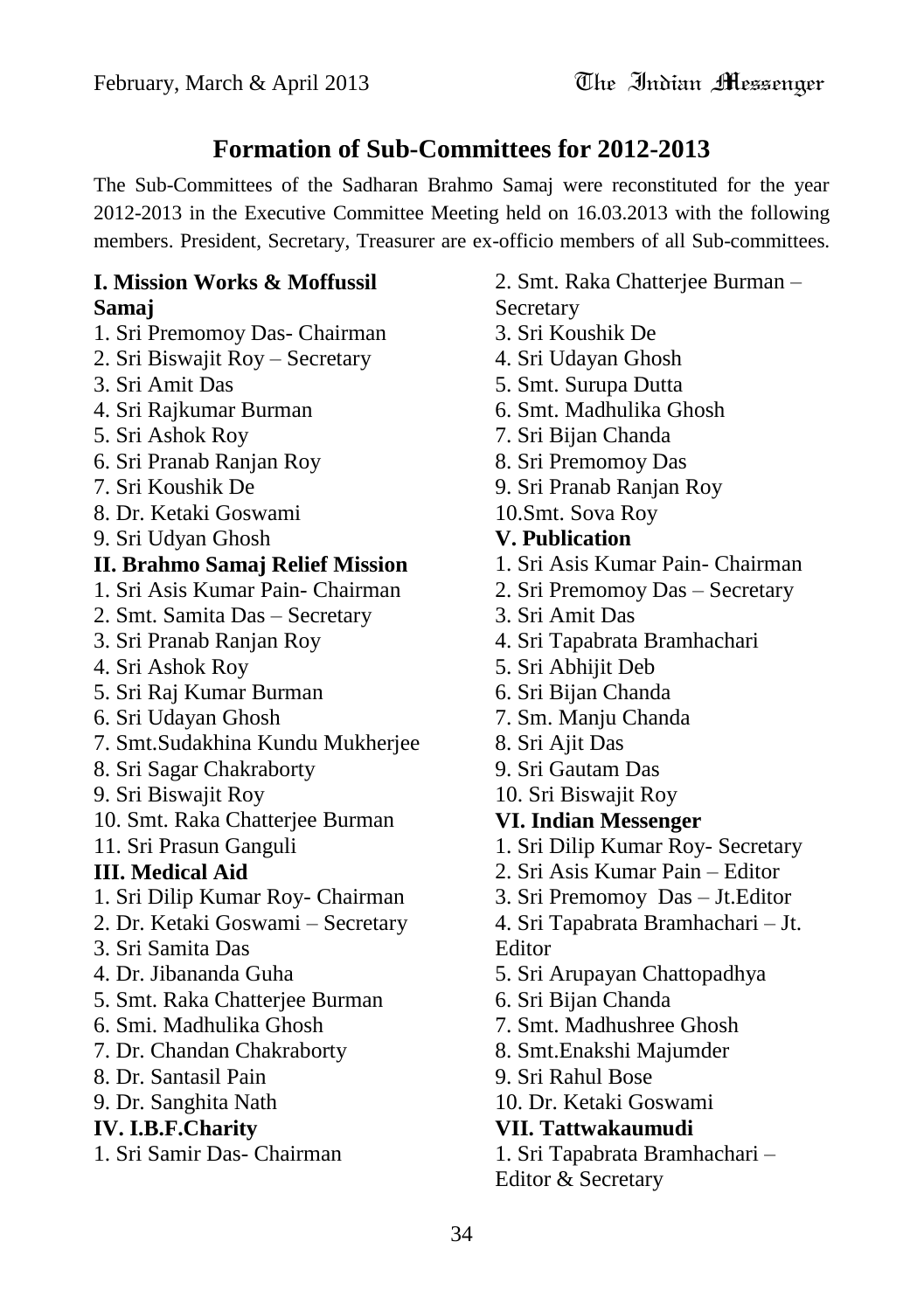# Formation of Sub-Committees for 2012-2013

The Sub-Committees of the Sadharan Brahmo Samaj were reconstituted for the year 2012-2013 in the Executive Committee Meeting held on 16.03.2013 with the following members. President, Secretary, Treasurer are ex-officio members of all Sub-committees.

**I. Mission Works & Moffussil Samaj**

1. Sri Premomoy Das- Chairman
2. Sri Biswajit Roy – Secretary
3. Sri Amit Das
4. Sri Rajkumar Burman
5. Sri Ashok Roy
6. Sri Pranab Ranjan Roy
7. Sri Koushik De
8. Dr. Ketaki Goswami
9. Sri Udyan Ghosh

**II. Brahmo Samaj Relief Mission**

1. Sri Asis Kumar Pain- Chairman
2. Smt. Samita Das – Secretary
3. Sri Pranab Ranjan Roy
4. Sri Ashok Roy
5. Sri Raj Kumar Burman
6. Sri Udayan Ghosh
7. Smt.Sudakhina Kundu Mukherjee
8. Sri Sagar Chakraborty
9. Sri Biswajit Roy
10. Smt. Raka Chatterjee Burman
11. Sri Prasun Ganguli

**III. Medical Aid**

1. Sri Dilip Kumar Roy- Chairman
2. Dr. Ketaki Goswami – Secretary
3. Sri Samita Das
4. Dr. Jibananda Guha
5. Smt. Raka Chatterjee Burman
6. Smi. Madhulika Ghosh
7. Dr. Chandan Chakraborty
8. Dr. Santasil Pain
9. Dr. Sanghita Nath

**IV. I.B.F.Charity**

1. Sri Samir Das- Chairman
2. Smt. Raka Chatterjee Burman – Secretary
3. Sri Koushik De
4. Sri Udayan Ghosh
5. Smt. Surupa Dutta
6. Smt. Madhulika Ghosh
7. Sri Bijan Chanda
8. Sri Premomoy Das
9. Sri Pranab Ranjan Roy
10. Smt. Sova Roy

**V. Publication**

1. Sri Asis Kumar Pain- Chairman
2. Sri Premomoy Das – Secretary
3. Sri Amit Das
4. Sri Tapabrata Bramhachari
5. Sri Abhijit Deb
6. Sri Bijan Chanda
7. Sm. Manju Chanda
8. Sri Ajit Das
9. Sri Gautam Das
10. Sri Biswajit Roy

**VI. Indian Messenger**

1. Sri Dilip Kumar Roy- Secretary
2. Sri Asis Kumar Pain – Editor
3. Sri Premomoy Das – Jt.Editor
4. Sri Tapabrata Bramhachari – Jt. Editor
5. Sri Arupayan Chattopadhya
6. Sri Bijan Chanda
7. Smt. Madhushree Ghosh
8. Smt.Enakshi Majumder
9. Sri Rahul Bose
10. Dr. Ketaki Goswami

**VII. Tattwakaumudi**

1. Sri Tapabrata Bramhachari – Editor & Secretary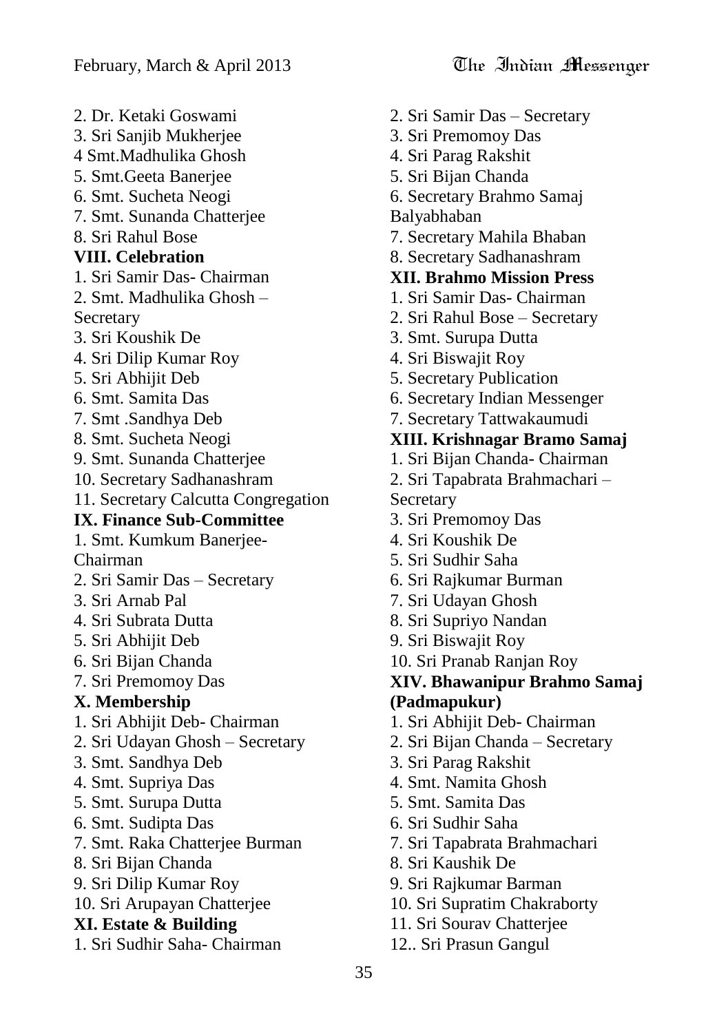2. Dr. Ketaki Goswami
3. Sri Sanjib Mukherjee
4 Smt.Madhulika Ghosh
5. Smt.Geeta Banerjee
6. Smt. Sucheta Neogi
7. Smt. Sunanda Chatterjee
8. Sri Rahul Bose

**VIII. Celebration**

1. Sri Samir Das- Chairman
2. Smt. Madhulika Ghosh – Secretary
3. Sri Koushik De
4. Sri Dilip Kumar Roy
5. Sri Abhijit Deb
6. Smt. Samita Das
7. Smt .Sandhya Deb
8. Smt. Sucheta Neogi
9. Smt. Sunanda Chatterjee
10. Secretary Sadhanashram
11. Secretary Calcutta Congregation

**IX. Finance Sub-Committee**

1. Smt. Kumkum Banerjee-Chairman
2. Sri Samir Das – Secretary
3. Sri Arnab Pal
4. Sri Subrata Dutta
5. Sri Abhijit Deb
6. Sri Bijan Chanda
7. Sri Premomoy Das

**X. Membership**

1. Sri Abhijit Deb- Chairman
2. Sri Udayan Ghosh – Secretary
3. Smt. Sandhya Deb
4. Smt. Supriya Das
5. Smt. Surupa Dutta
6. Smt. Sudipta Das
7. Smt. Raka Chatterjee Burman
8. Sri Bijan Chanda
9. Sri Dilip Kumar Roy
10. Sri Arupayan Chatterjee

**XI. Estate & Building**

1. Sri Sudhir Saha- Chairman
2. Sri Samir Das – Secretary
3. Sri Premomoy Das
4. Sri Parag Rakshit
5. Sri Bijan Chanda
6. Secretary Brahmo Samaj Balyabhaban
7. Secretary Mahila Bhaban
8. Secretary Sadhanashram

**XII. Brahmo Mission Press**

1. Sri Samir Das- Chairman
2. Sri Rahul Bose – Secretary
3. Smt. Surupa Dutta
4. Sri Biswajit Roy
5. Secretary Publication
6. Secretary Indian Messenger
7. Secretary Tattwakaumudi

**XIII. Krishnagar Bramo Samaj**

1. Sri Bijan Chanda- Chairman
2. Sri Tapabrata Brahmachari – Secretary
3. Sri Premomoy Das
4. Sri Koushik De
5. Sri Sudhir Saha
6. Sri Rajkumar Burman
7. Sri Udayan Ghosh
8. Sri Supriyo Nandan
9. Sri Biswajit Roy
10. Sri Pranab Ranjan Roy

**XIV. Bhawanipur Brahmo Samaj (Padmapukur)**

1. Sri Abhijit Deb- Chairman
2. Sri Bijan Chanda – Secretary
3. Sri Parag Rakshit
4. Smt. Namita Ghosh
5. Smt. Samita Das
6. Sri Sudhir Saha
7. Sri Tapabrata Brahmachari
8. Sri Kaushik De
9. Sri Rajkumar Barman
10. Sri Supratim Chakraborty
11. Sri Sourav Chatterjee
12.. Sri Prasun Gangul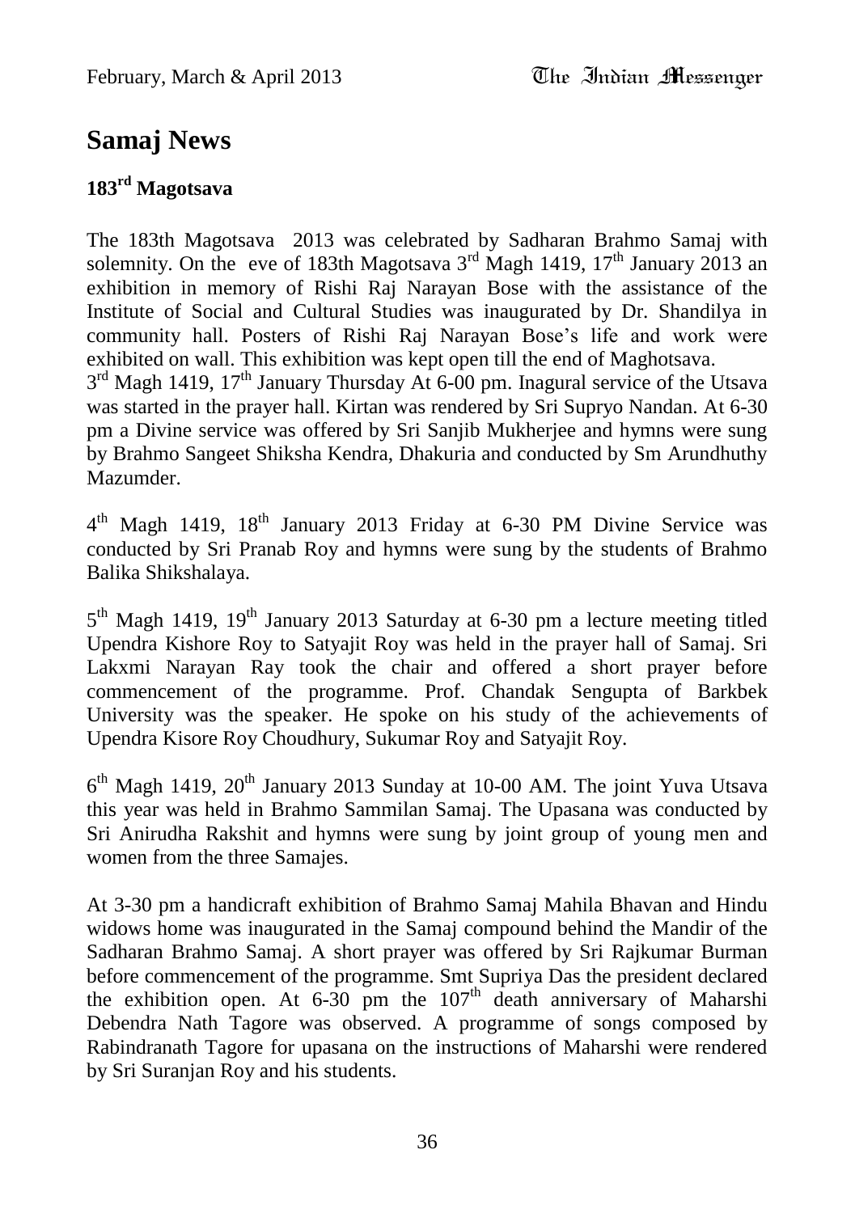## Samaj News

### 183rd Magotsava

The 183th Magotsava 2013 was celebrated by Sadharan Brahmo Samaj with solemnity. On the eve of 183th Magotsava 3rd Magh 1419, 17th January 2013 an exhibition in memory of Rishi Raj Narayan Bose with the assistance of the Institute of Social and Cultural Studies was inaugurated by Dr. Shandilya in community hall. Posters of Rishi Raj Narayan Bose's life and work were exhibited on wall. This exhibition was kept open till the end of Maghotsava.

3rd Magh 1419, 17th January Thursday At 6-00 pm. Inagural service of the Utsava was started in the prayer hall. Kirtan was rendered by Sri Supryo Nandan. At 6-30 pm a Divine service was offered by Sri Sanjib Mukherjee and hymns were sung by Brahmo Sangeet Shiksha Kendra, Dhakuria and conducted by Sm Arundhuthy Mazumder.

4th Magh 1419, 18th January 2013 Friday at 6-30 PM Divine Service was conducted by Sri Pranab Roy and hymns were sung by the students of Brahmo Balika Shikshalaya.

5th Magh 1419, 19th January 2013 Saturday at 6-30 pm a lecture meeting titled Upendra Kishore Roy to Satyajit Roy was held in the prayer hall of Samaj. Sri Lakxmi Narayan Ray took the chair and offered a short prayer before commencement of the programme. Prof. Chandak Sengupta of Barkbek University was the speaker. He spoke on his study of the achievements of Upendra Kisore Roy Choudhury, Sukumar Roy and Satyajit Roy.

6th Magh 1419, 20th January 2013 Sunday at 10-00 AM. The joint Yuva Utsava this year was held in Brahmo Sammilan Samaj. The Upasana was conducted by Sri Anirudha Rakshit and hymns were sung by joint group of young men and women from the three Samajes.

At 3-30 pm a handicraft exhibition of Brahmo Samaj Mahila Bhavan and Hindu widows home was inaugurated in the Samaj compound behind the Mandir of the Sadharan Brahmo Samaj. A short prayer was offered by Sri Rajkumar Burman before commencement of the programme. Smt Supriya Das the president declared the exhibition open. At 6-30 pm the 107th death anniversary of Maharshi Debendra Nath Tagore was observed. A programme of songs composed by Rabindranath Tagore for upasana on the instructions of Maharshi were rendered by Sri Suranjan Roy and his students.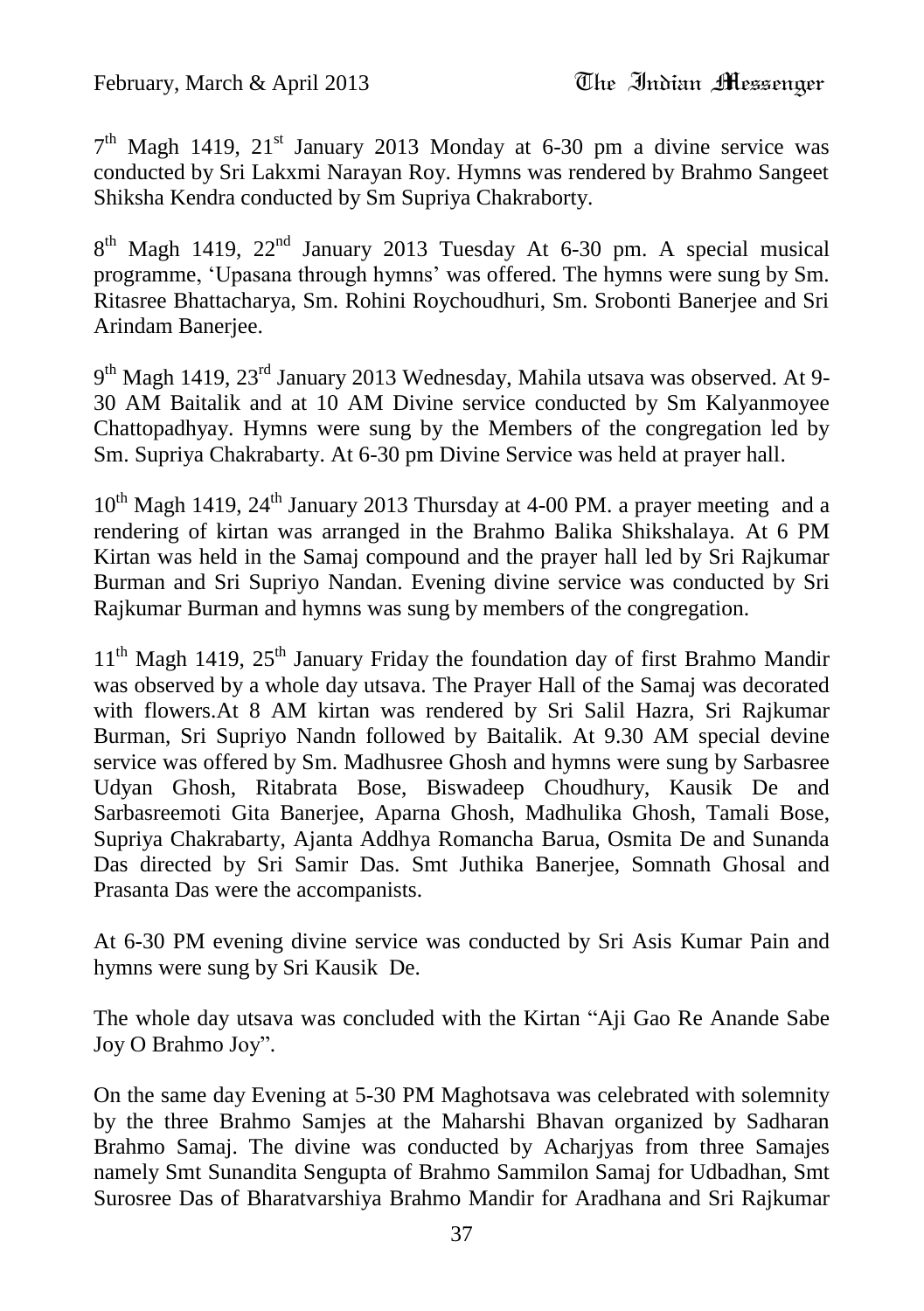7th Magh 1419, 21st January 2013 Monday at 6-30 pm a divine service was conducted by Sri Lakxmi Narayan Roy. Hymns was rendered by Brahmo Sangeet Shiksha Kendra conducted by Sm Supriya Chakraborty.

8th Magh 1419, 22nd January 2013 Tuesday At 6-30 pm. A special musical programme, 'Upasana through hymns' was offered. The hymns were sung by Sm. Ritasree Bhattacharya, Sm. Rohini Roychoudhuri, Sm. Srobonti Banerjee and Sri Arindam Banerjee.

9th Magh 1419, 23rd January 2013 Wednesday, Mahila utsava was observed. At 9-30 AM Baitalik and at 10 AM Divine service conducted by Sm Kalyanmoyee Chattopadhyay. Hymns were sung by the Members of the congregation led by Sm. Supriya Chakrabarty. At 6-30 pm Divine Service was held at prayer hall.

10th Magh 1419, 24th January 2013 Thursday at 4-00 PM. a prayer meeting and a rendering of kirtan was arranged in the Brahmo Balika Shikshalaya. At 6 PM Kirtan was held in the Samaj compound and the prayer hall led by Sri Rajkumar Burman and Sri Supriyo Nandan. Evening divine service was conducted by Sri Rajkumar Burman and hymns was sung by members of the congregation.

11th Magh 1419, 25th January Friday the foundation day of first Brahmo Mandir was observed by a whole day utsava. The Prayer Hall of the Samaj was decorated with flowers.At 8 AM kirtan was rendered by Sri Salil Hazra, Sri Rajkumar Burman, Sri Supriyo Nandn followed by Baitalik. At 9.30 AM special devine service was offered by Sm. Madhusree Ghosh and hymns were sung by Sarbasree Udyan Ghosh, Ritabrata Bose, Biswadeep Choudhury, Kausik De and Sarbasreemoti Gita Banerjee, Aparna Ghosh, Madhulika Ghosh, Tamali Bose, Supriya Chakrabarty, Ajanta Addhya Romancha Barua, Osmita De and Sunanda Das directed by Sri Samir Das. Smt Juthika Banerjee, Somnath Ghosal and Prasanta Das were the accompanists.

At 6-30 PM evening divine service was conducted by Sri Asis Kumar Pain and hymns were sung by Sri Kausik De.

The whole day utsava was concluded with the Kirtan "Aji Gao Re Anande Sabe Joy O Brahmo Joy".

On the same day Evening at 5-30 PM Maghotsava was celebrated with solemnity by the three Brahmo Samjes at the Maharshi Bhavan organized by Sadharan Brahmo Samaj. The divine was conducted by Acharjyas from three Samajes namely Smt Sunandita Sengupta of Brahmo Sammilon Samaj for Udbadhan, Smt Surosree Das of Bharatvarshiya Brahmo Mandir for Aradhana and Sri Rajkumar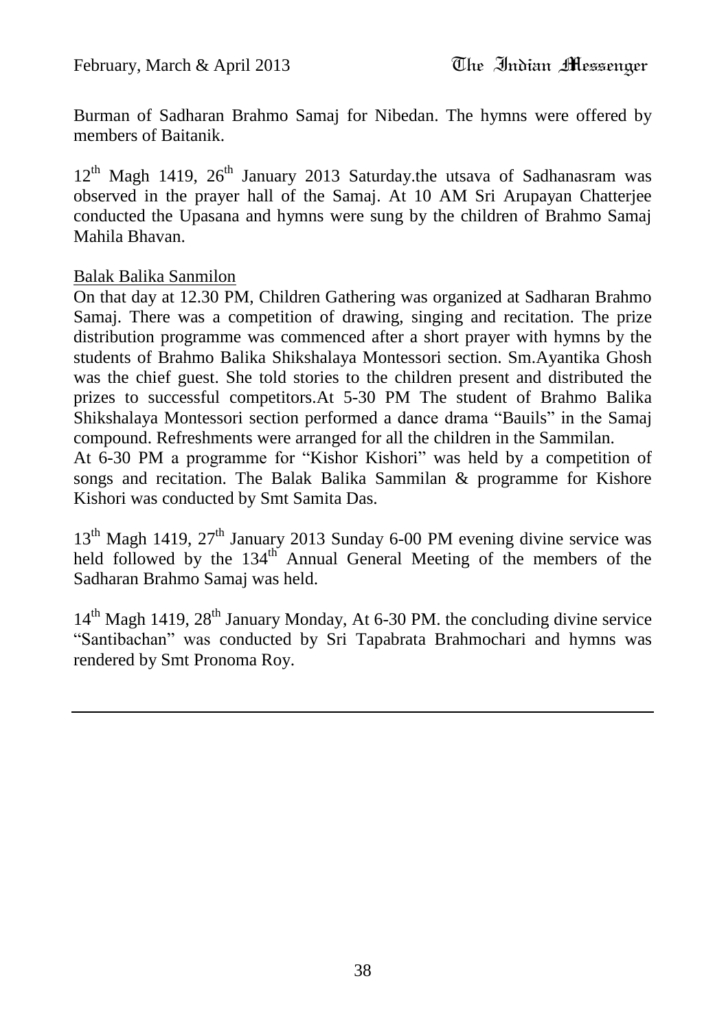Burman of Sadharan Brahmo Samaj for Nibedan. The hymns were offered by members of Baitanik.

12th Magh 1419, 26th January 2013 Saturday.the utsava of Sadhanasram was observed in the prayer hall of the Samaj. At 10 AM Sri Arupayan Chatterjee conducted the Upasana and hymns were sung by the children of Brahmo Samaj Mahila Bhavan.

Balak Balika Sanmilon

On that day at 12.30 PM, Children Gathering was organized at Sadharan Brahmo Samaj. There was a competition of drawing, singing and recitation. The prize distribution programme was commenced after a short prayer with hymns by the students of Brahmo Balika Shikshalaya Montessori section. Sm.Ayantika Ghosh was the chief guest. She told stories to the children present and distributed the prizes to successful competitors.At 5-30 PM The student of Brahmo Balika Shikshalaya Montessori section performed a dance drama "Bauils" in the Samaj compound. Refreshments were arranged for all the children in the Sammilan.

At 6-30 PM a programme for "Kishor Kishori" was held by a competition of songs and recitation. The Balak Balika Sammilan & programme for Kishore Kishori was conducted by Smt Samita Das.

13th Magh 1419, 27th January 2013 Sunday 6-00 PM evening divine service was held followed by the 134th Annual General Meeting of the members of the Sadharan Brahmo Samaj was held.

14th Magh 1419, 28th January Monday, At 6-30 PM. the concluding divine service "Santibachan" was conducted by Sri Tapabrata Brahmochari and hymns was rendered by Smt Pronoma Roy.

---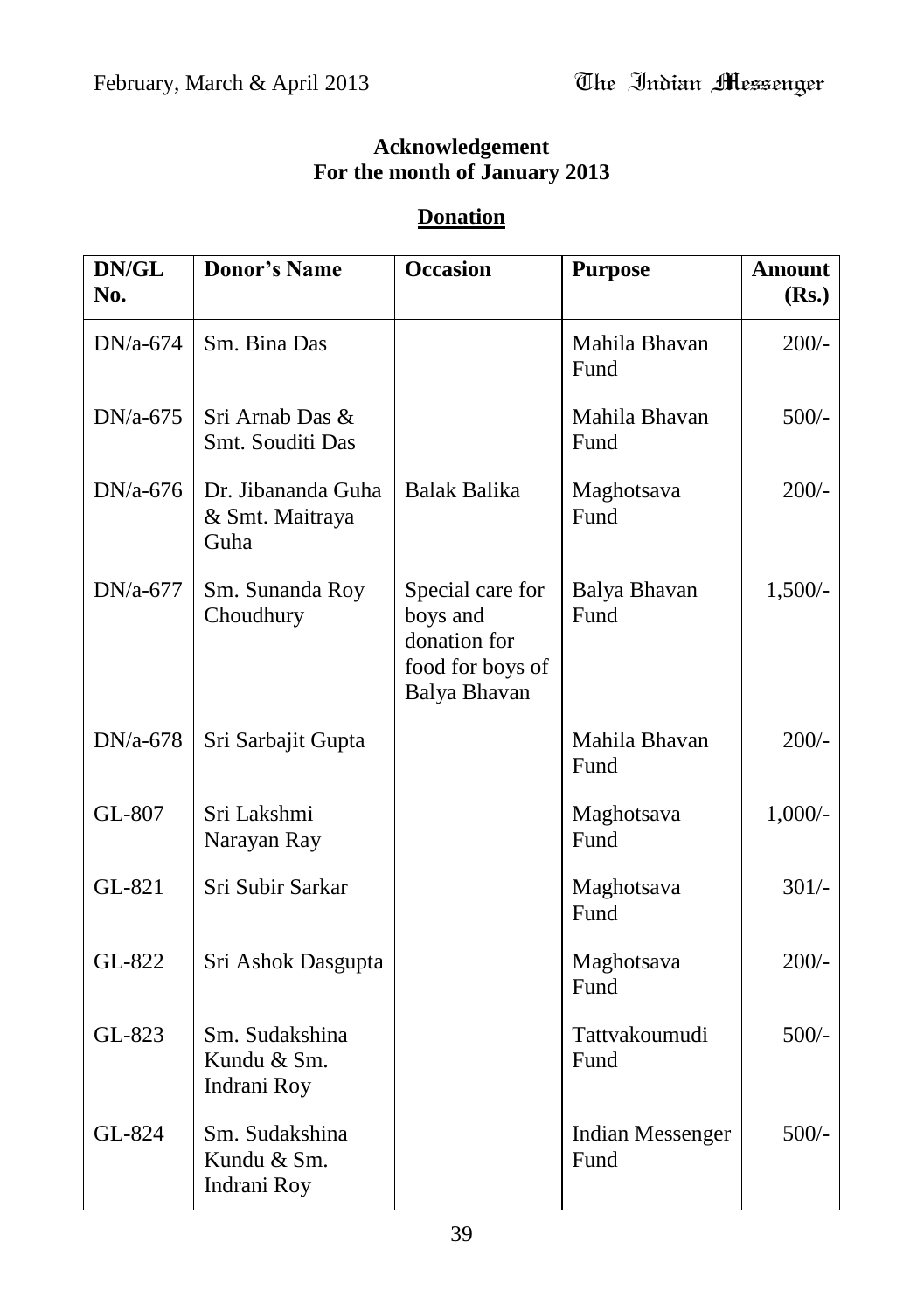**Acknowledgement**
**For the month of January 2013**

## Donation

| DN/GL No. | Donor's Name | Occasion | Purpose | Amount (Rs.) |
|---|---|---|---|---|
| DN/a-674 | Sm. Bina Das | | Mahila Bhavan Fund | 200/- |
| DN/a-675 | Sri Arnab Das & Smt. Souditi Das | | Mahila Bhavan Fund | 500/- |
| DN/a-676 | Dr. Jibananda Guha & Smt. Maitraya Guha | Balak Balika | Maghotsava Fund | 200/- |
| DN/a-677 | Sm. Sunanda Roy Choudhury | Special care for boys and donation for food for boys of Balya Bhavan | Balya Bhavan Fund | 1,500/- |
| DN/a-678 | Sri Sarbajit Gupta | | Mahila Bhavan Fund | 200/- |
| GL-807 | Sri Lakshmi Narayan Ray | | Maghotsava Fund | 1,000/- |
| GL-821 | Sri Subir Sarkar | | Maghotsava Fund | 301/- |
| GL-822 | Sri Ashok Dasgupta | | Maghotsava Fund | 200/- |
| GL-823 | Sm. Sudakshina Kundu & Sm. Indrani Roy | | Tattvakoumudi Fund | 500/- |
| GL-824 | Sm. Sudakshina Kundu & Sm. Indrani Roy | | Indian Messenger Fund | 500/- |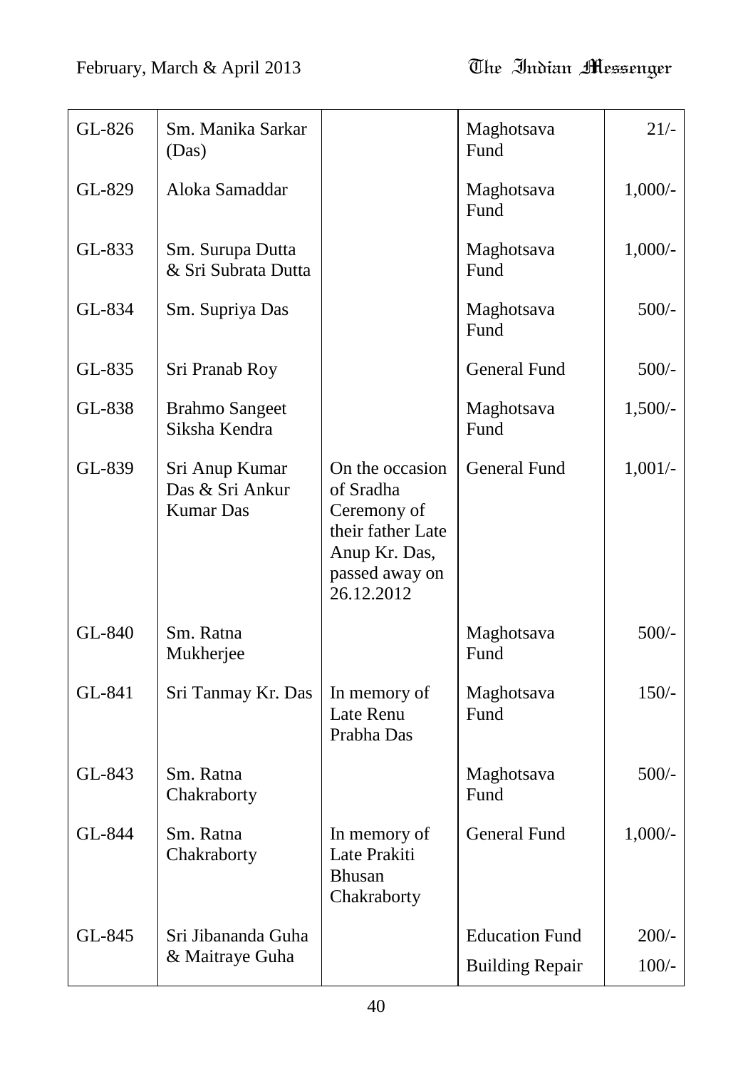| | | | | |
|---|---|---|---|---|
| GL-826 | Sm. Manika Sarkar (Das) | | Maghotsava Fund | 21/- |
| GL-829 | Aloka Samaddar | | Maghotsava Fund | 1,000/- |
| GL-833 | Sm. Surupa Dutta & Sri Subrata Dutta | | Maghotsava Fund | 1,000/- |
| GL-834 | Sm. Supriya Das | | Maghotsava Fund | 500/- |
| GL-835 | Sri Pranab Roy | | General Fund | 500/- |
| GL-838 | Brahmo Sangeet Siksha Kendra | | Maghotsava Fund | 1,500/- |
| GL-839 | Sri Anup Kumar Das & Sri Ankur Kumar Das | On the occasion of Sradha Ceremony of their father Late Anup Kr. Das, passed away on 26.12.2012 | General Fund | 1,001/- |
| GL-840 | Sm. Ratna Mukherjee | | Maghotsava Fund | 500/- |
| GL-841 | Sri Tanmay Kr. Das | In memory of Late Renu Prabha Das | Maghotsava Fund | 150/- |
| GL-843 | Sm. Ratna Chakraborty | | Maghotsava Fund | 500/- |
| GL-844 | Sm. Ratna Chakraborty | In memory of Late Prakiti Bhusan Chakraborty | General Fund | 1,000/- |
| GL-845 | Sri Jibananda Guha & Maitraye Guha | | Education Fund | 200/- |
| | | | Building Repair | 100/- |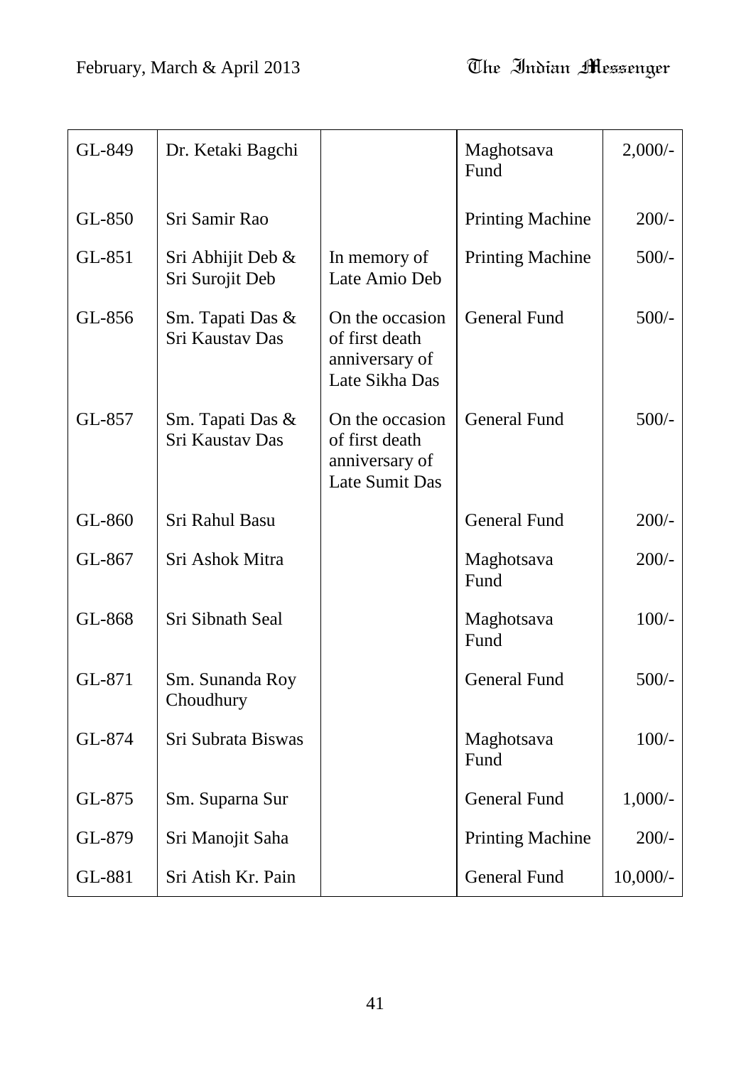| | | | | |
|---|---|---|---|---|
| GL-849 | Dr. Ketaki Bagchi | | Maghotsava Fund | 2,000/- |
| GL-850 | Sri Samir Rao | | Printing Machine | 200/- |
| GL-851 | Sri Abhijit Deb & Sri Surojit Deb | In memory of Late Amio Deb | Printing Machine | 500/- |
| GL-856 | Sm. Tapati Das & Sri Kaustav Das | On the occasion of first death anniversary of Late Sikha Das | General Fund | 500/- |
| GL-857 | Sm. Tapati Das & Sri Kaustav Das | On the occasion of first death anniversary of Late Sumit Das | General Fund | 500/- |
| GL-860 | Sri Rahul Basu | | General Fund | 200/- |
| GL-867 | Sri Ashok Mitra | | Maghotsava Fund | 200/- |
| GL-868 | Sri Sibnath Seal | | Maghotsava Fund | 100/- |
| GL-871 | Sm. Sunanda Roy Choudhury | | General Fund | 500/- |
| GL-874 | Sri Subrata Biswas | | Maghotsava Fund | 100/- |
| GL-875 | Sm. Suparna Sur | | General Fund | 1,000/- |
| GL-879 | Sri Manojit Saha | | Printing Machine | 200/- |
| GL-881 | Sri Atish Kr. Pain | | General Fund | 10,000/- |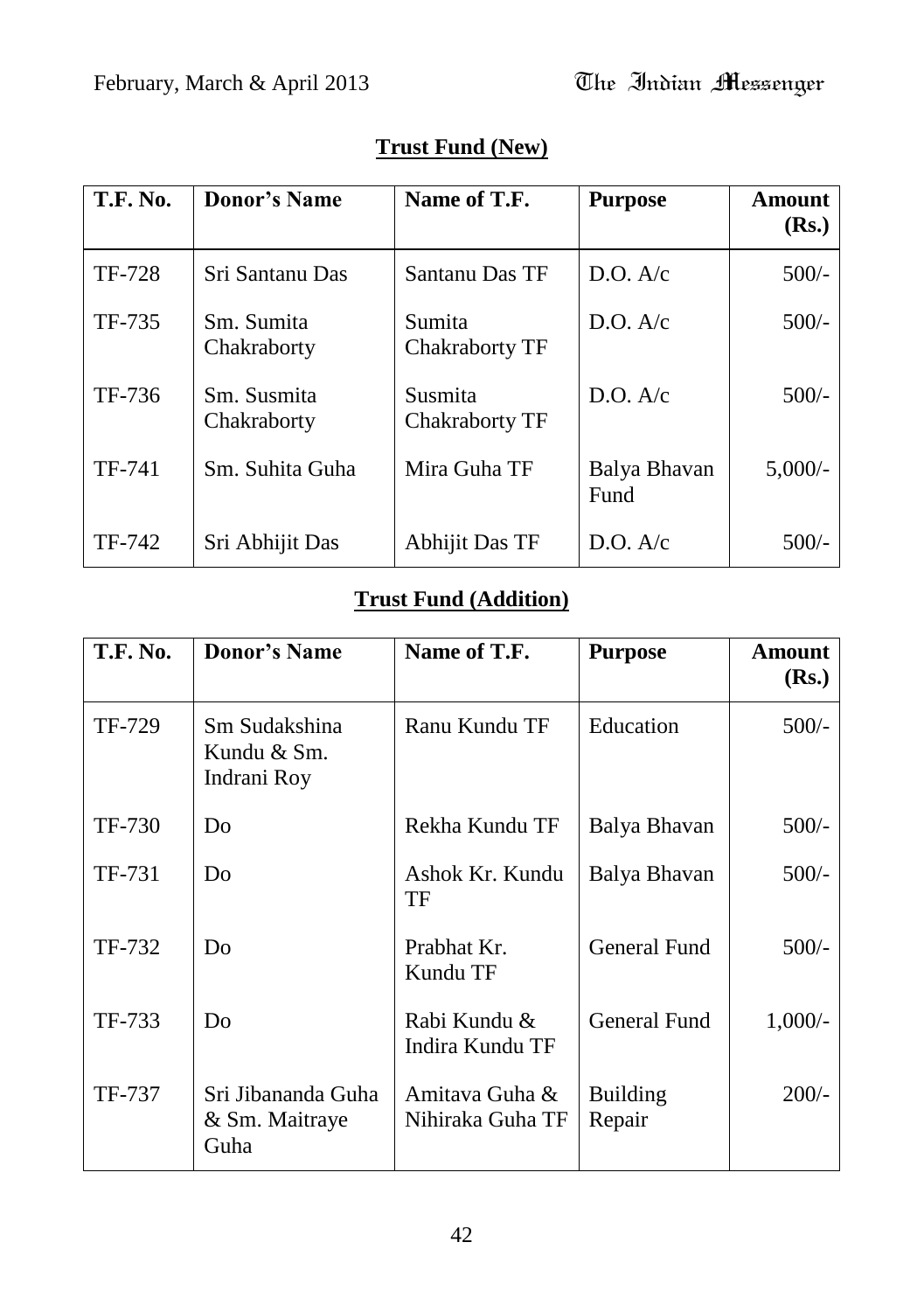## Trust Fund (New)

| T.F. No. | Donor's Name | Name of T.F. | Purpose | Amount (Rs.) |
|---|---|---|---|---|
| TF-728 | Sri Santanu Das | Santanu Das TF | D.O. A/c | 500/- |
| TF-735 | Sm. Sumita Chakraborty | Sumita Chakraborty TF | D.O. A/c | 500/- |
| TF-736 | Sm. Susmita Chakraborty | Susmita Chakraborty TF | D.O. A/c | 500/- |
| TF-741 | Sm. Suhita Guha | Mira Guha TF | Balya Bhavan Fund | 5,000/- |
| TF-742 | Sri Abhijit Das | Abhijit Das TF | D.O. A/c | 500/- |

## Trust Fund (Addition)

| T.F. No. | Donor's Name | Name of T.F. | Purpose | Amount (Rs.) |
|---|---|---|---|---|
| TF-729 | Sm Sudakshina Kundu & Sm. Indrani Roy | Ranu Kundu TF | Education | 500/- |
| TF-730 | Do | Rekha Kundu TF | Balya Bhavan | 500/- |
| TF-731 | Do | Ashok Kr. Kundu TF | Balya Bhavan | 500/- |
| TF-732 | Do | Prabhat Kr. Kundu TF | General Fund | 500/- |
| TF-733 | Do | Rabi Kundu & Indira Kundu TF | General Fund | 1,000/- |
| TF-737 | Sri Jibananda Guha & Sm. Maitraye Guha | Amitava Guha & Nihiraka Guha TF | Building Repair | 200/- |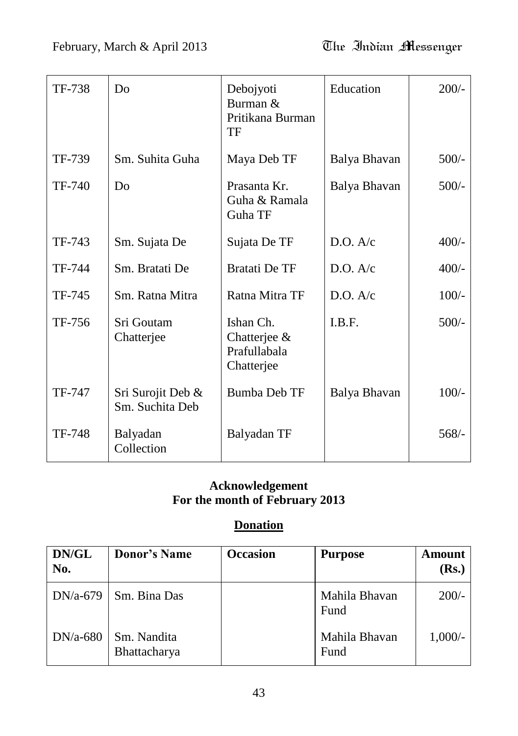| | | | | |
|---|---|---|---|---|
| TF-738 | Do | Debojyoti Burman & Pritikana Burman TF | Education | 200/- |
| TF-739 | Sm. Suhita Guha | Maya Deb TF | Balya Bhavan | 500/- |
| TF-740 | Do | Prasanta Kr. Guha & Ramala Guha TF | Balya Bhavan | 500/- |
| TF-743 | Sm. Sujata De | Sujata De TF | D.O. A/c | 400/- |
| TF-744 | Sm. Bratati De | Bratati De TF | D.O. A/c | 400/- |
| TF-745 | Sm. Ratna Mitra | Ratna Mitra TF | D.O. A/c | 100/- |
| TF-756 | Sri Goutam Chatterjee | Ishan Ch. Chatterjee & Prafullabala Chatterjee | I.B.F. | 500/- |
| TF-747 | Sri Surojit Deb & Sm. Suchita Deb | Bumba Deb TF | Balya Bhavan | 100/- |
| TF-748 | Balyadan Collection | Balyadan TF | | 568/- |

**Acknowledgement**
**For the month of February 2013**

## Donation

| DN/GL No. | Donor's Name | Occasion | Purpose | Amount (Rs.) |
|---|---|---|---|---|
| DN/a-679 | Sm. Bina Das | | Mahila Bhavan Fund | 200/- |
| DN/a-680 | Sm. Nandita Bhattacharya | | Mahila Bhavan Fund | 1,000/- |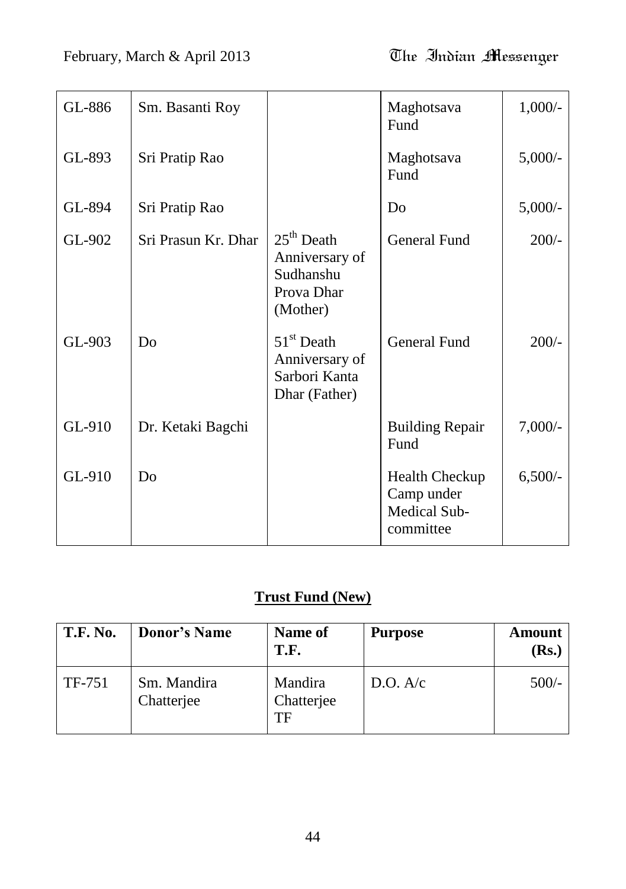| | | | | |
|---|---|---|---|---|
| GL-886 | Sm. Basanti Roy | | Maghotsava Fund | 1,000/- |
| GL-893 | Sri Pratip Rao | | Maghotsava Fund | 5,000/- |
| GL-894 | Sri Pratip Rao | | Do | 5,000/- |
| GL-902 | Sri Prasun Kr. Dhar | 25th Death Anniversary of Sudhanshu Prova Dhar (Mother) | General Fund | 200/- |
| GL-903 | Do | 51st Death Anniversary of Sarbori Kanta Dhar (Father) | General Fund | 200/- |
| GL-910 | Dr. Ketaki Bagchi | | Building Repair Fund | 7,000/- |
| GL-910 | Do | | Health Checkup Camp under Medical Sub-committee | 6,500/- |

## Trust Fund (New)

| T.F. No. | Donor's Name | Name of T.F. | Purpose | Amount (Rs.) |
|---|---|---|---|---|
| TF-751 | Sm. Mandira Chatterjee | Mandira Chatterjee TF | D.O. A/c | 500/- |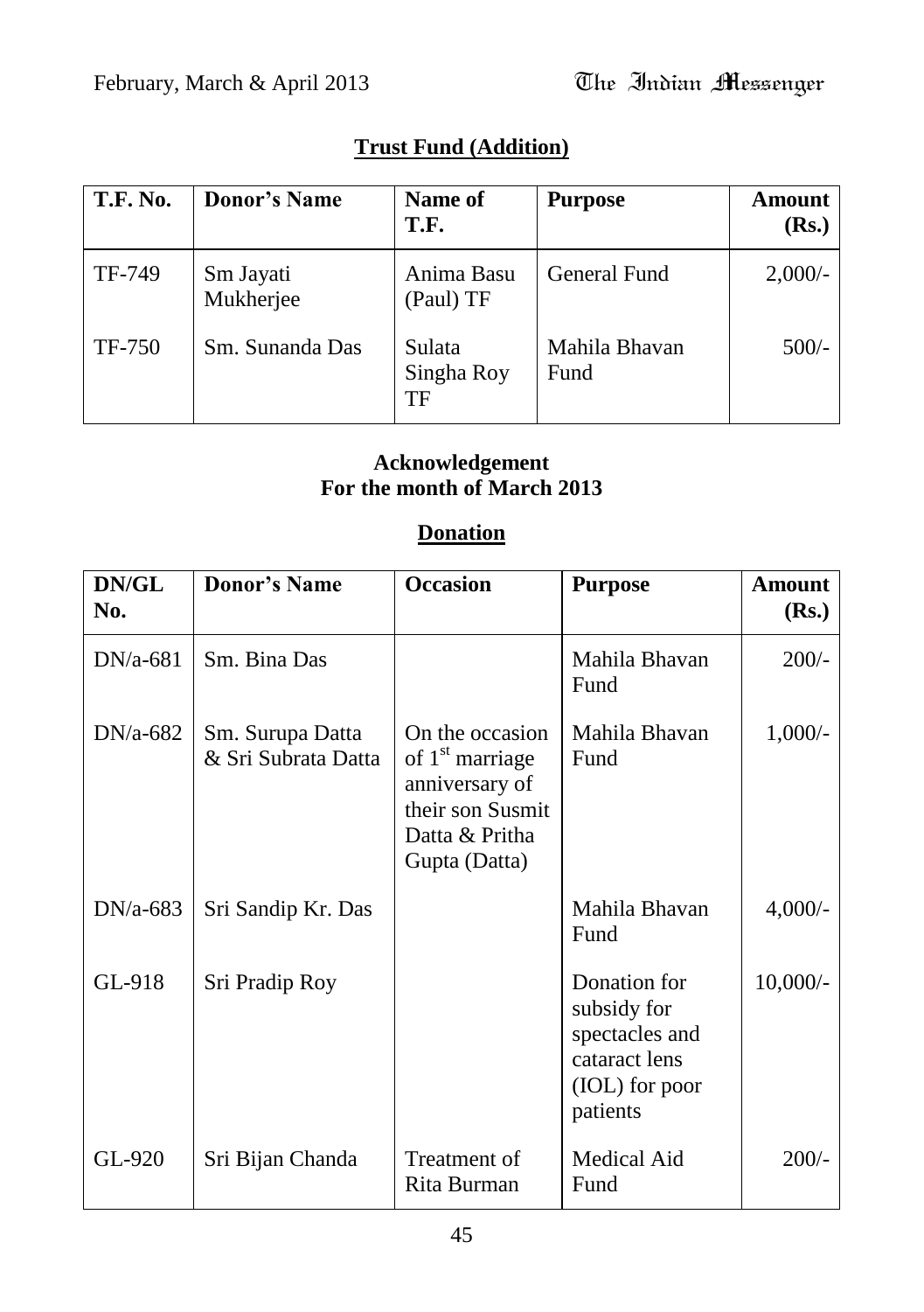## Trust Fund (Addition)

| T.F. No. | Donor's Name | Name of T.F. | Purpose | Amount (Rs.) |
|---|---|---|---|---|
| TF-749 | Sm Jayati Mukherjee | Anima Basu (Paul) TF | General Fund | 2,000/- |
| TF-750 | Sm. Sunanda Das | Sulata Singha Roy TF | Mahila Bhavan Fund | 500/- |

### Acknowledgement
### For the month of March 2013

## Donation

| DN/GL No. | Donor's Name | Occasion | Purpose | Amount (Rs.) |
|---|---|---|---|---|
| DN/a-681 | Sm. Bina Das | | Mahila Bhavan Fund | 200/- |
| DN/a-682 | Sm. Surupa Datta & Sri Subrata Datta | On the occasion of 1st marriage anniversary of their son Susmit Datta & Pritha Gupta (Datta) | Mahila Bhavan Fund | 1,000/- |
| DN/a-683 | Sri Sandip Kr. Das | | Mahila Bhavan Fund | 4,000/- |
| GL-918 | Sri Pradip Roy | | Donation for subsidy for spectacles and cataract lens (IOL) for poor patients | 10,000/- |
| GL-920 | Sri Bijan Chanda | Treatment of Rita Burman | Medical Aid Fund | 200/- |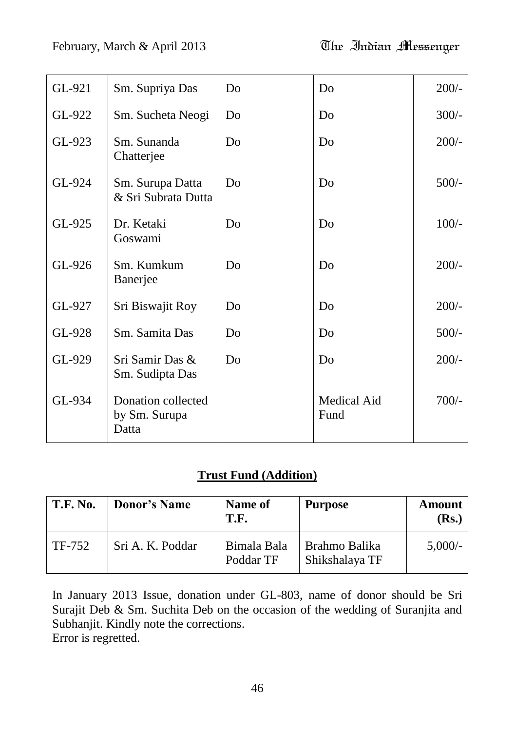| | | | | |
|---|---|---|---|---|
| GL-921 | Sm. Supriya Das | Do | Do | 200/- |
| GL-922 | Sm. Sucheta Neogi | Do | Do | 300/- |
| GL-923 | Sm. Sunanda Chatterjee | Do | Do | 200/- |
| GL-924 | Sm. Surupa Datta & Sri Subrata Dutta | Do | Do | 500/- |
| GL-925 | Dr. Ketaki Goswami | Do | Do | 100/- |
| GL-926 | Sm. Kumkum Banerjee | Do | Do | 200/- |
| GL-927 | Sri Biswajit Roy | Do | Do | 200/- |
| GL-928 | Sm. Samita Das | Do | Do | 500/- |
| GL-929 | Sri Samir Das & Sm. Sudipta Das | Do | Do | 200/- |
| GL-934 | Donation collected by Sm. Surupa Datta | | Medical Aid Fund | 700/- |

## Trust Fund (Addition)

| T.F. No. | Donor's Name | Name of T.F. | Purpose | Amount (Rs.) |
|---|---|---|---|---|
| TF-752 | Sri A. K. Poddar | Bimala Bala Poddar TF | Brahmo Balika Shikshalaya TF | 5,000/- |

In January 2013 Issue, donation under GL-803, name of donor should be Sri Surajit Deb & Sm. Suchita Deb on the occasion of the wedding of Suranjita and Subhanjit. Kindly note the corrections.
Error is regretted.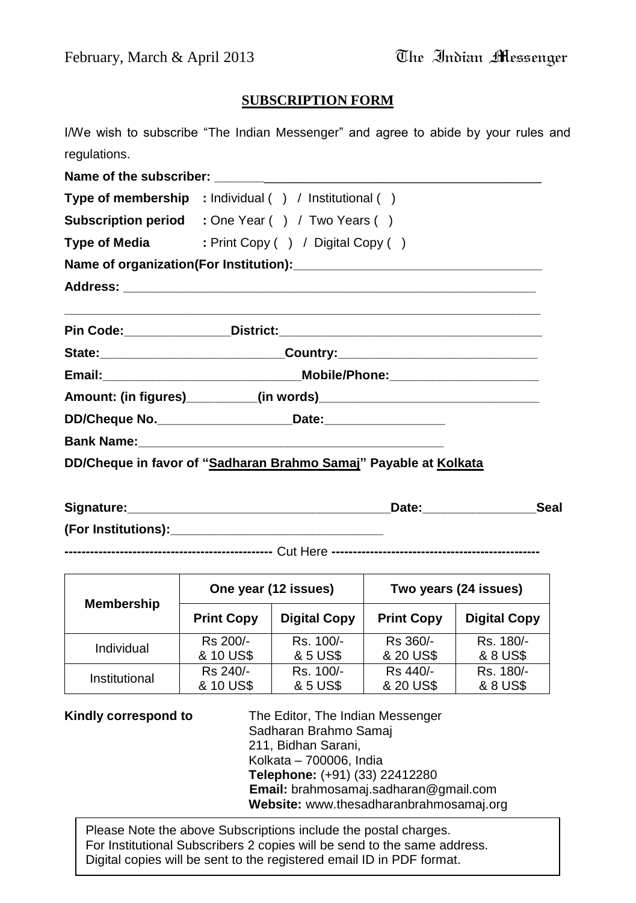## SUBSCRIPTION FORM

I/We wish to subscribe "The Indian Messenger" and agree to abide by your rules and regulations.

**Name of the subscriber:** ______________________________________________

**Type of membership :** Individual ( ) / Institutional ( )

**Subscription period :** One Year ( ) / Two Years ( )

**Type of Media :** Print Copy ( ) / Digital Copy ( )

**Name of organization(For Institution):**____________________________________

**Address:** ____________________________________________________________

________________________________________________________________________

**Pin Code:**_______________**District:**______________________________________

**State:**__________________________**Country:**_____________________________

**Email:**____________________________**Mobile/Phone:**_____________________

**Amount: (in figures)**__________**(in words)**________________________________

**DD/Cheque No.**___________________**Date:**_________________

**Bank Name:**____________________________________________

**DD/Cheque in favor of "Sadharan Brahmo Samaj" Payable at Kolkata**

**Signature:**_____________________________________**Date:**________________**Seal**

**(For Institutions):**______________________________

**------------------------------------------------** Cut Here **------------------------------------------------**

| Membership | One year (12 issues) | | Two years (24 issues) | |
|---|---|---|---|---|
| | **Print Copy** | **Digital Copy** | **Print Copy** | **Digital Copy** |
| Individual | Rs 200/- & 10 US$ | Rs. 100/- & 5 US$ | Rs 360/- & 20 US$ | Rs. 180/- & 8 US$ |
| Institutional | Rs 240/- & 10 US$ | Rs. 100/- & 5 US$ | Rs 440/- & 20 US$ | Rs. 180/- & 8 US$ |

**Kindly correspond to**

The Editor, The Indian Messenger
Sadharan Brahmo Samaj
211, Bidhan Sarani,
Kolkata – 700006, India
**Telephone:** (+91) (33) 22412280
**Email:** brahmosamaj.sadharan@gmail.com
**Website:** www.thesadharanbrahmosamaj.org

Please Note the above Subscriptions include the postal charges.
For Institutional Subscribers 2 copies will be send to the same address.
Digital copies will be sent to the registered email ID in PDF format.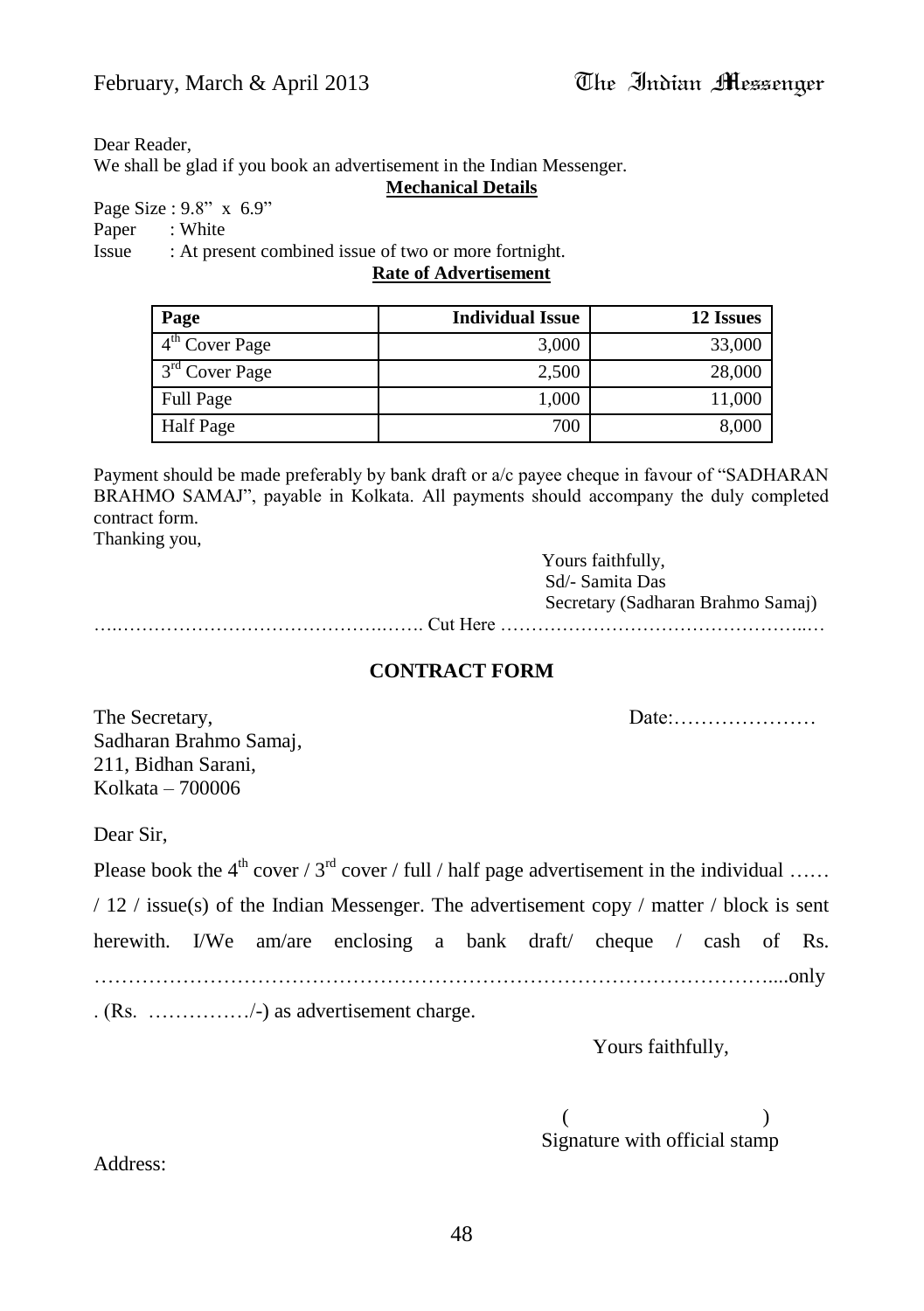Dear Reader,

We shall be glad if you book an advertisement in the Indian Messenger.

**Mechanical Details**

Page Size : 9.8" x 6.9"

Paper : White

Issue : At present combined issue of two or more fortnight.

**Rate of Advertisement**

| Page | Individual Issue | 12 Issues |
|---|---|---|
| 4th Cover Page | 3,000 | 33,000 |
| 3rd Cover Page | 2,500 | 28,000 |
| Full Page | 1,000 | 11,000 |
| Half Page | 700 | 8,000 |

Payment should be made preferably by bank draft or a/c payee cheque in favour of "SADHARAN BRAHMO SAMAJ", payable in Kolkata. All payments should accompany the duly completed contract form.

Thanking you,

Yours faithfully,
Sd/- Samita Das
Secretary (Sadharan Brahmo Samaj)

……………………………………….……. Cut Here …………………………………………..…

## CONTRACT FORM

The Secretary,
Sadharan Brahmo Samaj,
211, Bidhan Sarani,
Kolkata – 700006

Date:…………………

Dear Sir,

Please book the 4th cover / 3rd cover / full / half page advertisement in the individual …… / 12 / issue(s) of the Indian Messenger. The advertisement copy / matter / block is sent herewith. I/We am/are enclosing a bank draft/ cheque / cash of Rs. ……………………………………………………………………………………....only . (Rs. ……………/-) as advertisement charge.

Yours faithfully,

( )
Signature with official stamp

Address: